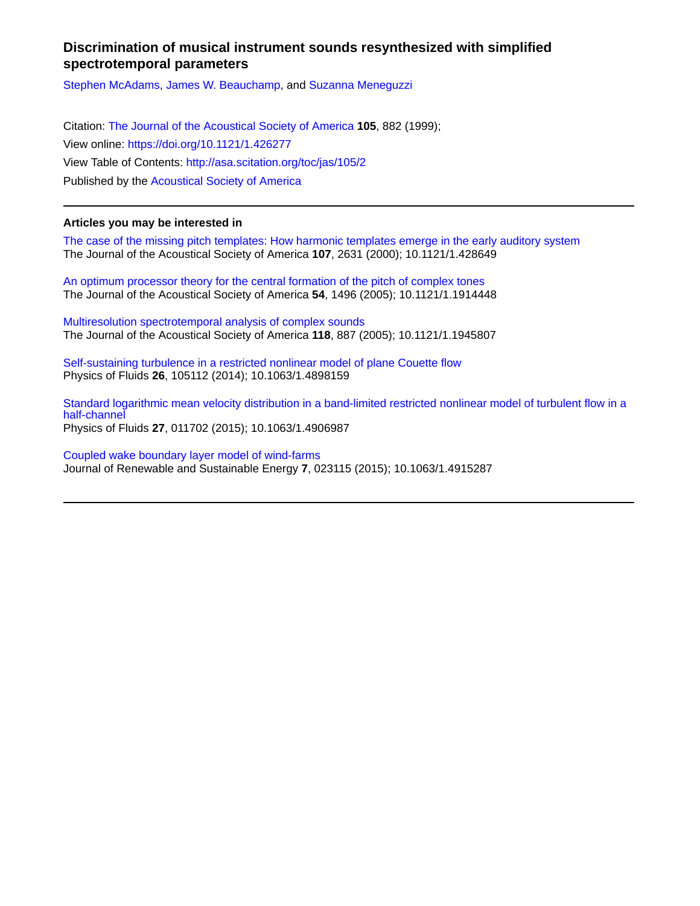# Discrimination of musical instrument sounds resynthesized with simplified spectrotemporal parameters

Stephen McAdams, James W. Beauchamp, and Suzanna Meneguzzi

Citation: The Journal of the Acoustical Society of America **105**, 882 (1999);
View online: https://doi.org/10.1121/1.426277
View Table of Contents: http://asa.scitation.org/toc/jas/105/2
Published by the Acoustical Society of America

---

## Articles you may be interested in

The case of the missing pitch templates: How harmonic templates emerge in the early auditory system
The Journal of the Acoustical Society of America **107**, 2631 (2000); 10.1121/1.428649

An optimum processor theory for the central formation of the pitch of complex tones
The Journal of the Acoustical Society of America **54**, 1496 (2005); 10.1121/1.1914448

Multiresolution spectrotemporal analysis of complex sounds
The Journal of the Acoustical Society of America **118**, 887 (2005); 10.1121/1.1945807

Self-sustaining turbulence in a restricted nonlinear model of plane Couette flow
Physics of Fluids **26**, 105112 (2014); 10.1063/1.4898159

Standard logarithmic mean velocity distribution in a band-limited restricted nonlinear model of turbulent flow in a half-channel
Physics of Fluids **27**, 011702 (2015); 10.1063/1.4906987

Coupled wake boundary layer model of wind-farms
Journal of Renewable and Sustainable Energy **7**, 023115 (2015); 10.1063/1.4915287

---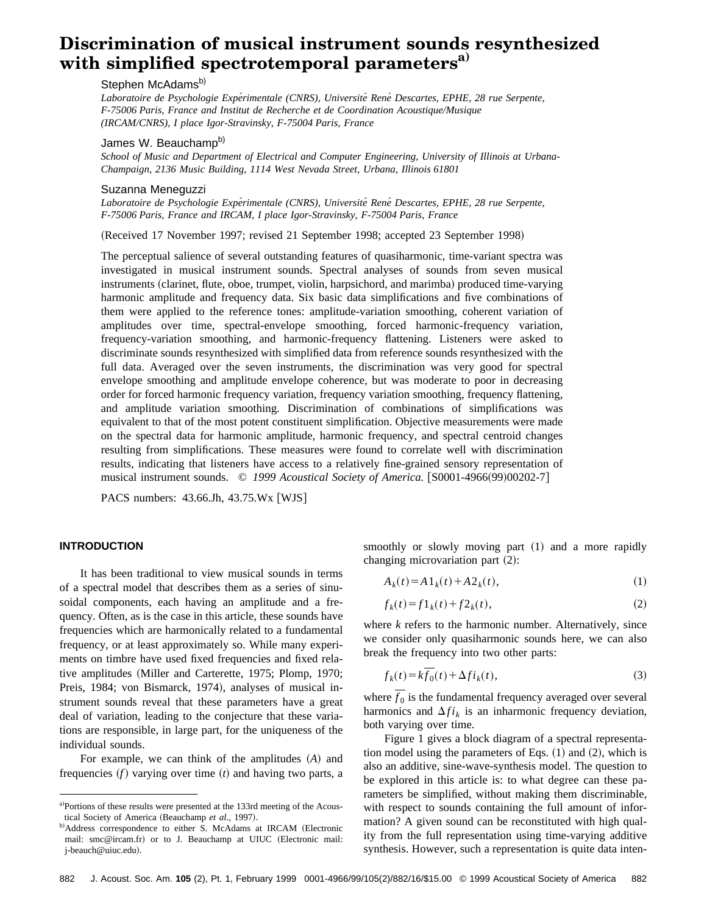# Discrimination of musical instrument sounds resynthesized with simplified spectrotemporal parameters[a]

Stephen McAdams[b]

*Laboratoire de Psychologie Expérimentale (CNRS), Université René Descartes, EPHE, 28 rue Serpente, F-75006 Paris, France and Institut de Recherche et de Coordination Acoustique/Musique (IRCAM/CNRS), I place Igor-Stravinsky, F-75004 Paris, France*

James W. Beauchamp[b]

*School of Music and Department of Electrical and Computer Engineering, University of Illinois at Urbana-Champaign, 2136 Music Building, 1114 West Nevada Street, Urbana, Illinois 61801*

Suzanna Meneguzzi

*Laboratoire de Psychologie Expérimentale (CNRS), Université René Descartes, EPHE, 28 rue Serpente, F-75006 Paris, France and IRCAM, I place Igor-Stravinsky, F-75004 Paris, France*

(Received 17 November 1997; revised 21 September 1998; accepted 23 September 1998)

The perceptual salience of several outstanding features of quasiharmonic, time-variant spectra was investigated in musical instrument sounds. Spectral analyses of sounds from seven musical instruments (clarinet, flute, oboe, trumpet, violin, harpsichord, and marimba) produced time-varying harmonic amplitude and frequency data. Six basic data simplifications and five combinations of them were applied to the reference tones: amplitude-variation smoothing, coherent variation of amplitudes over time, spectral-envelope smoothing, forced harmonic-frequency variation, frequency-variation smoothing, and harmonic-frequency flattening. Listeners were asked to discriminate sounds resynthesized with simplified data from reference sounds resynthesized with the full data. Averaged over the seven instruments, the discrimination was very good for spectral envelope smoothing and amplitude envelope coherence, but was moderate to poor in decreasing order for forced harmonic frequency variation, frequency variation smoothing, frequency flattening, and amplitude variation smoothing. Discrimination of combinations of simplifications was equivalent to that of the most potent constituent simplification. Objective measurements were made on the spectral data for harmonic amplitude, harmonic frequency, and spectral centroid changes resulting from simplifications. These measures were found to correlate well with discrimination results, indicating that listeners have access to a relatively fine-grained sensory representation of musical instrument sounds. © *1999 Acoustical Society of America.* [S0001-4966(99)00202-7]

PACS numbers: 43.66.Jh, 43.75.Wx [WJS]

## INTRODUCTION

It has been traditional to view musical sounds in terms of a spectral model that describes them as a series of sinusoidal components, each having an amplitude and a frequency. Often, as is the case in this article, these sounds have frequencies which are harmonically related to a fundamental frequency, or at least approximately so. While many experiments on timbre have used fixed frequencies and fixed relative amplitudes (Miller and Carterette, 1975; Plomp, 1970; Preis, 1984; von Bismarck, 1974), analyses of musical instrument sounds reveal that these parameters have a great deal of variation, leading to the conjecture that these variations are responsible, in large part, for the uniqueness of the individual sounds.

For example, we can think of the amplitudes ($A$) and frequencies ($f$) varying over time ($t$) and having two parts, a smoothly or slowly moving part (1) and a more rapidly changing microvariation part (2):

$$A_k(t) = A1_k(t) + A2_k(t), \tag{1}$$

$$f_k(t) = f1_k(t) + f2_k(t), \tag{2}$$

where $k$ refers to the harmonic number. Alternatively, since we consider only quasiharmonic sounds here, we can also break the frequency into two other parts:

$$f_k(t) = k\overline{f_0}(t) + \Delta fi_k(t), \tag{3}$$

where $\overline{f_0}$ is the fundamental frequency averaged over several harmonics and $\Delta fi_k$ is an inharmonic frequency deviation, both varying over time.

Figure 1 gives a block diagram of a spectral representation model using the parameters of Eqs. (1) and (2), which is also an additive, sine-wave-synthesis model. The question to be explored in this article is: to what degree can these parameters be simplified, without making them discriminable, with respect to sounds containing the full amount of information? A given sound can be reconstituted with high quality from the full representation using time-varying additive synthesis. However, such a representation is quite data inten-

---

[a] Portions of these results were presented at the 133rd meeting of the Acoustical Society of America (Beauchamp *et al.*, 1997).

[b] Address correspondence to either S. McAdams at IRCAM (Electronic mail: smc@ircam.fr) or to J. Beauchamp at UIUC (Electronic mail: j-beauch@uiuc.edu).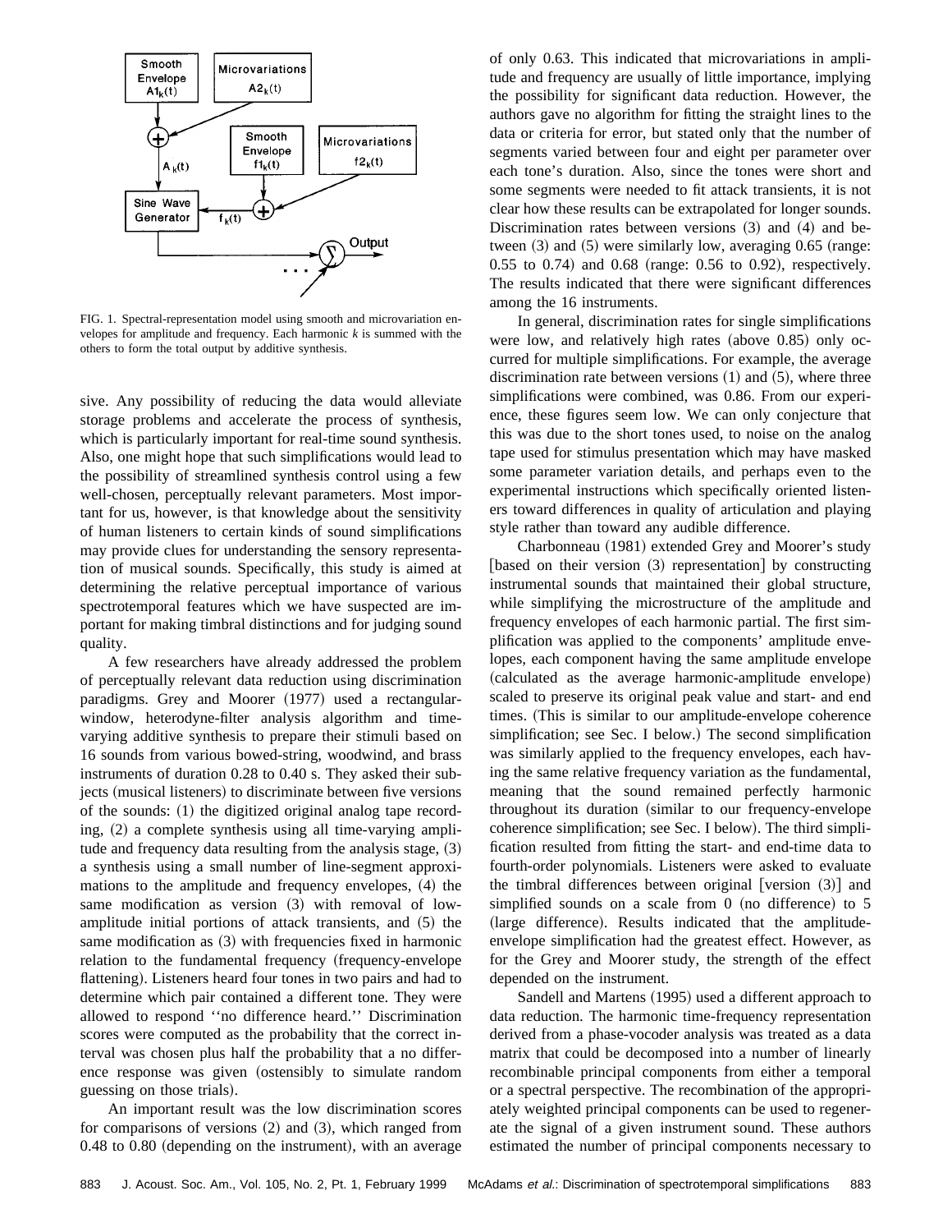FIG. 1. Spectral-representation model using smooth and microvariation envelopes for amplitude and frequency. Each harmonic $k$ is summed with the others to form the total output by additive synthesis.

sive. Any possibility of reducing the data would alleviate storage problems and accelerate the process of synthesis, which is particularly important for real-time sound synthesis. Also, one might hope that such simplifications would lead to the possibility of streamlined synthesis control using a few well-chosen, perceptually relevant parameters. Most important for us, however, is that knowledge about the sensitivity of human listeners to certain kinds of sound simplifications may provide clues for understanding the sensory representation of musical sounds. Specifically, this study is aimed at determining the relative perceptual importance of various spectrotemporal features which we have suspected are important for making timbral distinctions and for judging sound quality.

A few researchers have already addressed the problem of perceptually relevant data reduction using discrimination paradigms. Grey and Moorer (1977) used a rectangular-window, heterodyne-filter analysis algorithm and time-varying additive synthesis to prepare their stimuli based on 16 sounds from various bowed-string, woodwind, and brass instruments of duration 0.28 to 0.40 s. They asked their subjects (musical listeners) to discriminate between five versions of the sounds: (1) the digitized original analog tape recording, (2) a complete synthesis using all time-varying amplitude and frequency data resulting from the analysis stage, (3) a synthesis using a small number of line-segment approximations to the amplitude and frequency envelopes, (4) the same modification as version (3) with removal of low-amplitude initial portions of attack transients, and (5) the same modification as (3) with frequencies fixed in harmonic relation to the fundamental frequency (frequency-envelope flattening). Listeners heard four tones in two pairs and had to determine which pair contained a different tone. They were allowed to respond ''no difference heard.'' Discrimination scores were computed as the probability that the correct interval was chosen plus half the probability that a no difference response was given (ostensibly to simulate random guessing on those trials).

An important result was the low discrimination scores for comparisons of versions (2) and (3), which ranged from 0.48 to 0.80 (depending on the instrument), with an average of only 0.63. This indicated that microvariations in amplitude and frequency are usually of little importance, implying the possibility for significant data reduction. However, the authors gave no algorithm for fitting the straight lines to the data or criteria for error, but stated only that the number of segments varied between four and eight per parameter over each tone's duration. Also, since the tones were short and some segments were needed to fit attack transients, it is not clear how these results can be extrapolated for longer sounds. Discrimination rates between versions (3) and (4) and between (3) and (5) were similarly low, averaging 0.65 (range: 0.55 to 0.74) and 0.68 (range: 0.56 to 0.92), respectively. The results indicated that there were significant differences among the 16 instruments.

In general, discrimination rates for single simplifications were low, and relatively high rates (above 0.85) only occurred for multiple simplifications. For example, the average discrimination rate between versions (1) and (5), where three simplifications were combined, was 0.86. From our experience, these figures seem low. We can only conjecture that this was due to the short tones used, to noise on the analog tape used for stimulus presentation which may have masked some parameter variation details, and perhaps even to the experimental instructions which specifically oriented listeners toward differences in quality of articulation and playing style rather than toward any audible difference.

Charbonneau (1981) extended Grey and Moorer's study [based on their version (3) representation] by constructing instrumental sounds that maintained their global structure, while simplifying the microstructure of the amplitude and frequency envelopes of each harmonic partial. The first simplification was applied to the components' amplitude envelopes, each component having the same amplitude envelope (calculated as the average harmonic-amplitude envelope) scaled to preserve its original peak value and start- and end times. (This is similar to our amplitude-envelope coherence simplification; see Sec. I below.) The second simplification was similarly applied to the frequency envelopes, each having the same relative frequency variation as the fundamental, meaning that the sound remained perfectly harmonic throughout its duration (similar to our frequency-envelope coherence simplification; see Sec. I below). The third simplification resulted from fitting the start- and end-time data to fourth-order polynomials. Listeners were asked to evaluate the timbral differences between original [version (3)] and simplified sounds on a scale from 0 (no difference) to 5 (large difference). Results indicated that the amplitude-envelope simplification had the greatest effect. However, as for the Grey and Moorer study, the strength of the effect depended on the instrument.

Sandell and Martens (1995) used a different approach to data reduction. The harmonic time-frequency representation derived from a phase-vocoder analysis was treated as a data matrix that could be decomposed into a number of linearly recombinable principal components from either a temporal or a spectral perspective. The recombination of the appropriately weighted principal components can be used to regenerate the signal of a given instrument sound. These authors estimated the number of principal components necessary to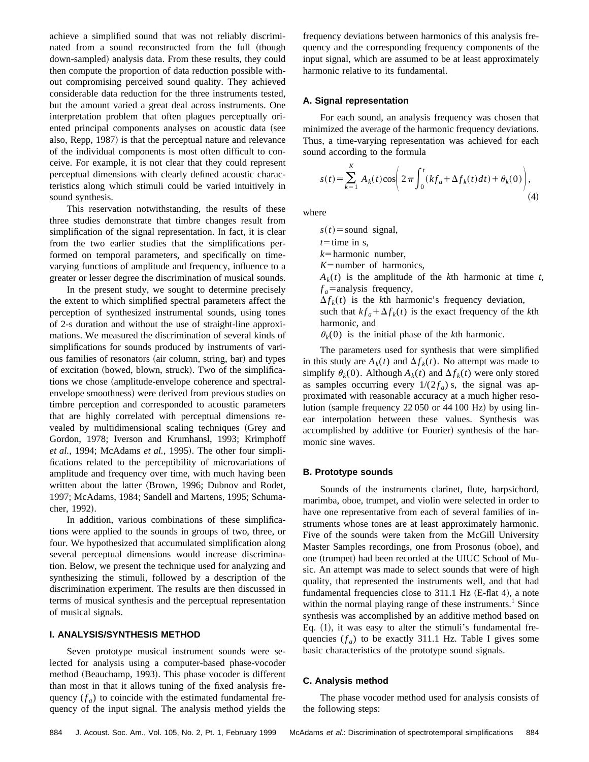achieve a simplified sound that was not reliably discriminated from a sound reconstructed from the full (though down-sampled) analysis data. From these results, they could then compute the proportion of data reduction possible without compromising perceived sound quality. They achieved considerable data reduction for the three instruments tested, but the amount varied a great deal across instruments. One interpretation problem that often plagues perceptually oriented principal components analyses on acoustic data (see also, Repp, 1987) is that the perceptual nature and relevance of the individual components is most often difficult to conceive. For example, it is not clear that they could represent perceptual dimensions with clearly defined acoustic characteristics along which stimuli could be varied intuitively in sound synthesis.

This reservation notwithstanding, the results of these three studies demonstrate that timbre changes result from simplification of the signal representation. In fact, it is clear from the two earlier studies that the simplifications performed on temporal parameters, and specifically on time-varying functions of amplitude and frequency, influence to a greater or lesser degree the discrimination of musical sounds.

In the present study, we sought to determine precisely the extent to which simplified spectral parameters affect the perception of synthesized instrumental sounds, using tones of 2-s duration and without the use of straight-line approximations. We measured the discrimination of several kinds of simplifications for sounds produced by instruments of various families of resonators (air column, string, bar) and types of excitation (bowed, blown, struck). Two of the simplifications we chose (amplitude-envelope coherence and spectral-envelope smoothness) were derived from previous studies on timbre perception and corresponded to acoustic parameters that are highly correlated with perceptual dimensions revealed by multidimensional scaling techniques (Grey and Gordon, 1978; Iverson and Krumhansl, 1993; Krimphoff *et al.*, 1994; McAdams *et al.*, 1995). The other four simplifications related to the perceptibility of microvariations of amplitude and frequency over time, with much having been written about the latter (Brown, 1996; Dubnov and Rodet, 1997; McAdams, 1984; Sandell and Martens, 1995; Schumacher, 1992).

In addition, various combinations of these simplifications were applied to the sounds in groups of two, three, or four. We hypothesized that accumulated simplification along several perceptual dimensions would increase discrimination. Below, we present the technique used for analyzing and synthesizing the stimuli, followed by a description of the discrimination experiment. The results are then discussed in terms of musical synthesis and the perceptual representation of musical signals.

## I. ANALYSIS/SYNTHESIS METHOD

Seven prototype musical instrument sounds were selected for analysis using a computer-based phase-vocoder method (Beauchamp, 1993). This phase vocoder is different than most in that it allows tuning of the fixed analysis frequency ($f_a$) to coincide with the estimated fundamental frequency of the input signal. The analysis method yields the frequency deviations between harmonics of this analysis frequency and the corresponding frequency components of the input signal, which are assumed to be at least approximately harmonic relative to its fundamental.

### A. Signal representation

For each sound, an analysis frequency was chosen that minimized the average of the harmonic frequency deviations. Thus, a time-varying representation was achieved for each sound according to the formula

$$s(t)=\sum_{k=1}^{K} A_k(t)\cos\left(2\pi\int_0^t (kf_a+\Delta f_k(t)dt)+\theta_k(0)\right), \tag{4}$$

where

$s(t)$ = sound signal,
$t$ = time in s,
$k$ = harmonic number,
$K$ = number of harmonics,
$A_k(t)$ is the amplitude of the $k$th harmonic at time $t$,
$f_a$ = analysis frequency,
$\Delta f_k(t)$ is the $k$th harmonic's frequency deviation, such that $kf_a+\Delta f_k(t)$ is the exact frequency of the $k$th harmonic, and
$\theta_k(0)$ is the initial phase of the $k$th harmonic.

The parameters used for synthesis that were simplified in this study are $A_k(t)$ and $\Delta f_k(t)$. No attempt was made to simplify $\theta_k(0)$. Although $A_k(t)$ and $\Delta f_k(t)$ were only stored as samples occurring every $1/(2f_a)$ s, the signal was approximated with reasonable accuracy at a much higher resolution (sample frequency 22 050 or 44 100 Hz) by using linear interpolation between these values. Synthesis was accomplished by additive (or Fourier) synthesis of the harmonic sine waves.

### B. Prototype sounds

Sounds of the instruments clarinet, flute, harpsichord, marimba, oboe, trumpet, and violin were selected in order to have one representative from each of several families of instruments whose tones are at least approximately harmonic. Five of the sounds were taken from the McGill University Master Samples recordings, one from Prosonus (oboe), and one (trumpet) had been recorded at the UIUC School of Music. An attempt was made to select sounds that were of high quality, that represented the instruments well, and that had fundamental frequencies close to 311.1 Hz (E-flat 4), a note within the normal playing range of these instruments.[1] Since synthesis was accomplished by an additive method based on Eq. (1), it was easy to alter the stimuli's fundamental frequencies ($f_a$) to be exactly 311.1 Hz. Table I gives some basic characteristics of the prototype sound signals.

### C. Analysis method

The phase vocoder method used for analysis consists of the following steps: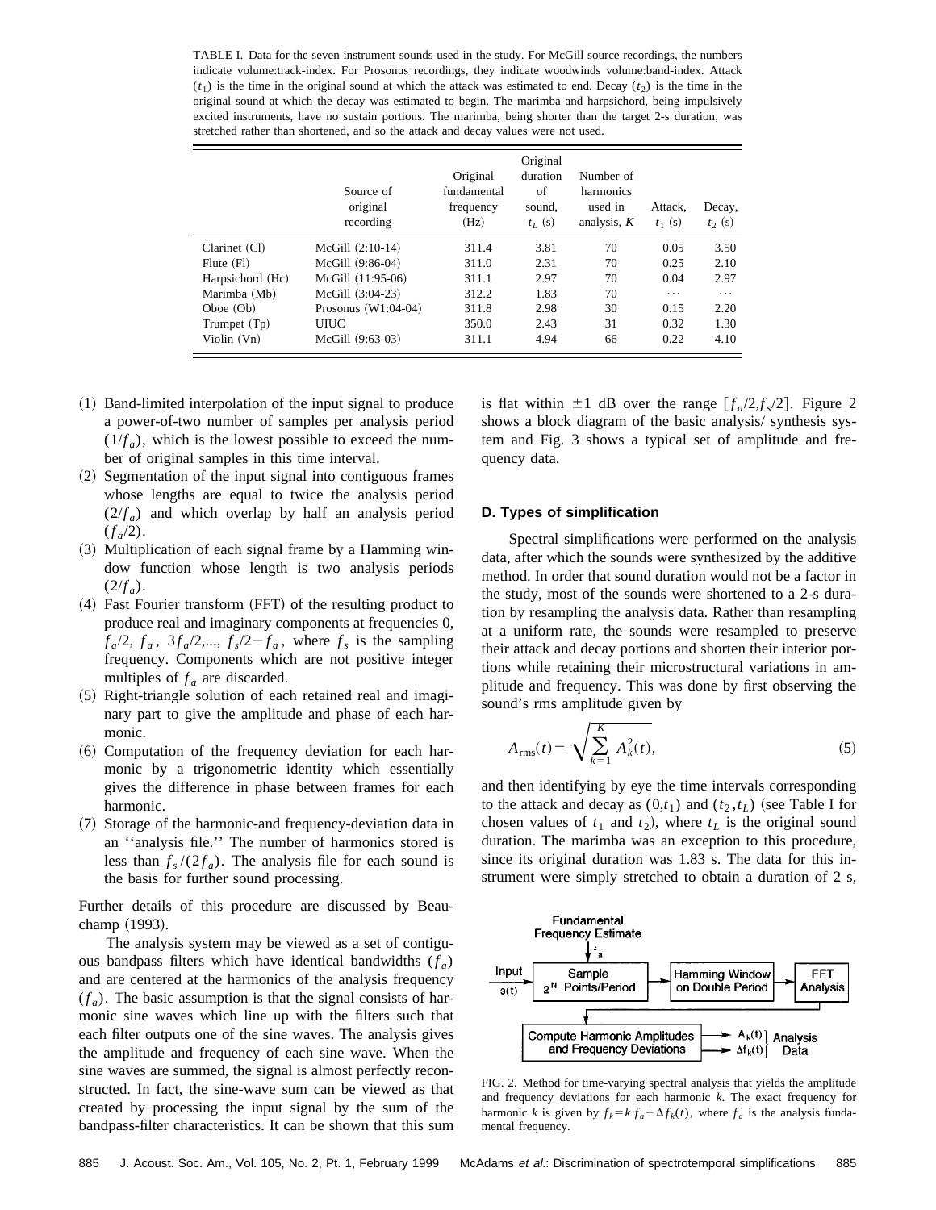TABLE I. Data for the seven instrument sounds used in the study. For McGill source recordings, the numbers indicate volume:track-index. For Prosonus recordings, they indicate woodwinds volume:band-index. Attack ($t_1$) is the time in the original sound at which the attack was estimated to end. Decay ($t_2$) is the time in the original sound at which the decay was estimated to begin. The marimba and harpsichord, being impulsively excited instruments, have no sustain portions. The marimba, being shorter than the target 2-s duration, was stretched rather than shortened, and so the attack and decay values were not used.

| | Source of original recording | Original fundamental frequency (Hz) | Original duration of sound, $t_L$ (s) | Number of harmonics used in analysis, $K$ | Attack, $t_1$ (s) | Decay, $t_2$ (s) |
|---|---|---|---|---|---|---|
| Clarinet (Cl) | McGill (2:10-14) | 311.4 | 3.81 | 70 | 0.05 | 3.50 |
| Flute (Fl) | McGill (9:86-04) | 311.0 | 2.31 | 70 | 0.25 | 2.10 |
| Harpsichord (Hc) | McGill (11:95-06) | 311.1 | 2.97 | 70 | 0.04 | 2.97 |
| Marimba (Mb) | McGill (3:04-23) | 312.2 | 1.83 | 70 | ··· | ··· |
| Oboe (Ob) | Prosonus (W1:04-04) | 311.8 | 2.98 | 30 | 0.15 | 2.20 |
| Trumpet (Tp) | UIUC | 350.0 | 2.43 | 31 | 0.32 | 1.30 |
| Violin (Vn) | McGill (9:63-03) | 311.1 | 4.94 | 66 | 0.22 | 4.10 |

(1) Band-limited interpolation of the input signal to produce a power-of-two number of samples per analysis period ($1/f_a$), which is the lowest possible to exceed the number of original samples in this time interval.
(2) Segmentation of the input signal into contiguous frames whose lengths are equal to twice the analysis period ($2/f_a$) and which overlap by half an analysis period ($f_a/2$).
(3) Multiplication of each signal frame by a Hamming window function whose length is two analysis periods ($2/f_a$).
(4) Fast Fourier transform (FFT) of the resulting product to produce real and imaginary components at frequencies 0, $f_a/2$, $f_a$, $3f_a/2$,..., $f_s/2-f_a$, where $f_s$ is the sampling frequency. Components which are not positive integer multiples of $f_a$ are discarded.
(5) Right-triangle solution of each retained real and imaginary part to give the amplitude and phase of each harmonic.
(6) Computation of the frequency deviation for each harmonic by a trigonometric identity which essentially gives the difference in phase between frames for each harmonic.
(7) Storage of the harmonic-and frequency-deviation data in an ''analysis file.'' The number of harmonics stored is less than $f_s/(2f_a)$. The analysis file for each sound is the basis for further sound processing.

Further details of this procedure are discussed by Beauchamp (1993).

The analysis system may be viewed as a set of contiguous bandpass filters which have identical bandwidths ($f_a$) and are centered at the harmonics of the analysis frequency ($f_a$). The basic assumption is that the signal consists of harmonic sine waves which line up with the filters such that each filter outputs one of the sine waves. The analysis gives the amplitude and frequency of each sine wave. When the sine waves are summed, the signal is almost perfectly reconstructed. In fact, the sine-wave sum can be viewed as that created by processing the input signal by the sum of the bandpass-filter characteristics. It can be shown that this sum is flat within $\pm 1$ dB over the range $[f_a/2, f_s/2]$. Figure 2 shows a block diagram of the basic analysis/ synthesis system and Fig. 3 shows a typical set of amplitude and frequency data.

### D. Types of simplification

Spectral simplifications were performed on the analysis data, after which the sounds were synthesized by the additive method. In order that sound duration would not be a factor in the study, most of the sounds were shortened to a 2-s duration by resampling the analysis data. Rather than resampling at a uniform rate, the sounds were resampled to preserve their attack and decay portions and shorten their interior portions while retaining their microstructural variations in amplitude and frequency. This was done by first observing the sound's rms amplitude given by

$$A_{\mathrm{rms}}(t)=\sqrt{\sum_{k=1}^{K} A_k^2(t)}, \tag{5}$$

and then identifying by eye the time intervals corresponding to the attack and decay as $(0,t_1)$ and $(t_2,t_L)$ (see Table I for chosen values of $t_1$ and $t_2$), where $t_L$ is the original sound duration. The marimba was an exception to this procedure, since its original duration was 1.83 s. The data for this instrument were simply stretched to obtain a duration of 2 s,

FIG. 2. Method for time-varying spectral analysis that yields the amplitude and frequency deviations for each harmonic $k$. The exact frequency for harmonic $k$ is given by $f_k = k\,f_a + \Delta f_k(t)$, where $f_a$ is the analysis fundamental frequency.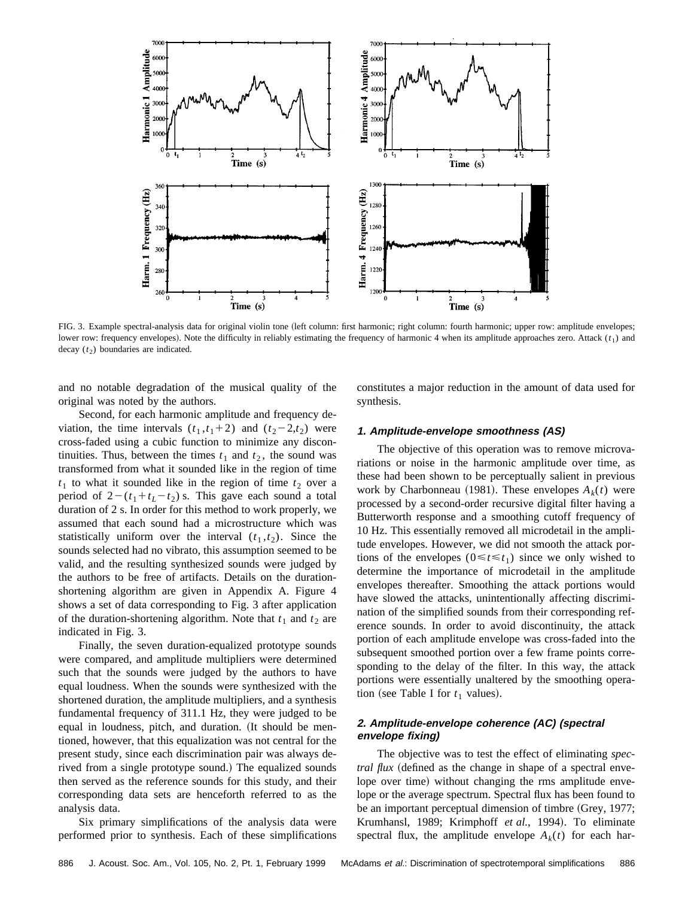FIG. 3. Example spectral-analysis data for original violin tone (left column: first harmonic; right column: fourth harmonic; upper row: amplitude envelopes; lower row: frequency envelopes). Note the difficulty in reliably estimating the frequency of harmonic 4 when its amplitude approaches zero. Attack ($t_1$) and decay ($t_2$) boundaries are indicated.

and no notable degradation of the musical quality of the original was noted by the authors.

Second, for each harmonic amplitude and frequency deviation, the time intervals $(t_1, t_1+2)$ and $(t_2-2, t_2)$ were cross-faded using a cubic function to minimize any discontinuities. Thus, between the times $t_1$ and $t_2$, the sound was transformed from what it sounded like in the region of time $t_1$ to what it sounded like in the region of time $t_2$ over a period of $2-(t_1+t_L-t_2)$ s. This gave each sound a total duration of 2 s. In order for this method to work properly, we assumed that each sound had a microstructure which was statistically uniform over the interval $(t_1, t_2)$. Since the sounds selected had no vibrato, this assumption seemed to be valid, and the resulting synthesized sounds were judged by the authors to be free of artifacts. Details on the duration-shortening algorithm are given in Appendix A. Figure 4 shows a set of data corresponding to Fig. 3 after application of the duration-shortening algorithm. Note that $t_1$ and $t_2$ are indicated in Fig. 3.

Finally, the seven duration-equalized prototype sounds were compared, and amplitude multipliers were determined such that the sounds were judged by the authors to have equal loudness. When the sounds were synthesized with the shortened duration, the amplitude multipliers, and a synthesis fundamental frequency of 311.1 Hz, they were judged to be equal in loudness, pitch, and duration. (It should be mentioned, however, that this equalization was not central for the present study, since each discrimination pair was always derived from a single prototype sound.) The equalized sounds then served as the reference sounds for this study, and their corresponding data sets are henceforth referred to as the analysis data.

Six primary simplifications of the analysis data were performed prior to synthesis. Each of these simplifications constitutes a major reduction in the amount of data used for synthesis.

#### 1. Amplitude-envelope smoothness (AS)

The objective of this operation was to remove microvariations or noise in the harmonic amplitude over time, as these had been shown to be perceptually salient in previous work by Charbonneau (1981). These envelopes $A_k(t)$ were processed by a second-order recursive digital filter having a Butterworth response and a smoothing cutoff frequency of 10 Hz. This essentially removed all microdetail in the amplitude envelopes. However, we did not smooth the attack portions of the envelopes $(0 \leq t \leq t_1)$ since we only wished to determine the importance of microdetail in the amplitude envelopes thereafter. Smoothing the attack portions would have slowed the attacks, unintentionally affecting discrimination of the simplified sounds from their corresponding reference sounds. In order to avoid discontinuity, the attack portion of each amplitude envelope was cross-faded into the subsequent smoothed portion over a few frame points corresponding to the delay of the filter. In this way, the attack portions were essentially unaltered by the smoothing operation (see Table I for $t_1$ values).

#### 2. Amplitude-envelope coherence (AC) (spectral envelope fixing)

The objective was to test the effect of eliminating *spectral flux* (defined as the change in shape of a spectral envelope over time) without changing the rms amplitude envelope or the average spectrum. Spectral flux has been found to be an important perceptual dimension of timbre (Grey, 1977; Krumhansl, 1989; Krimphoff *et al.*, 1994). To eliminate spectral flux, the amplitude envelope $A_k(t)$ for each har-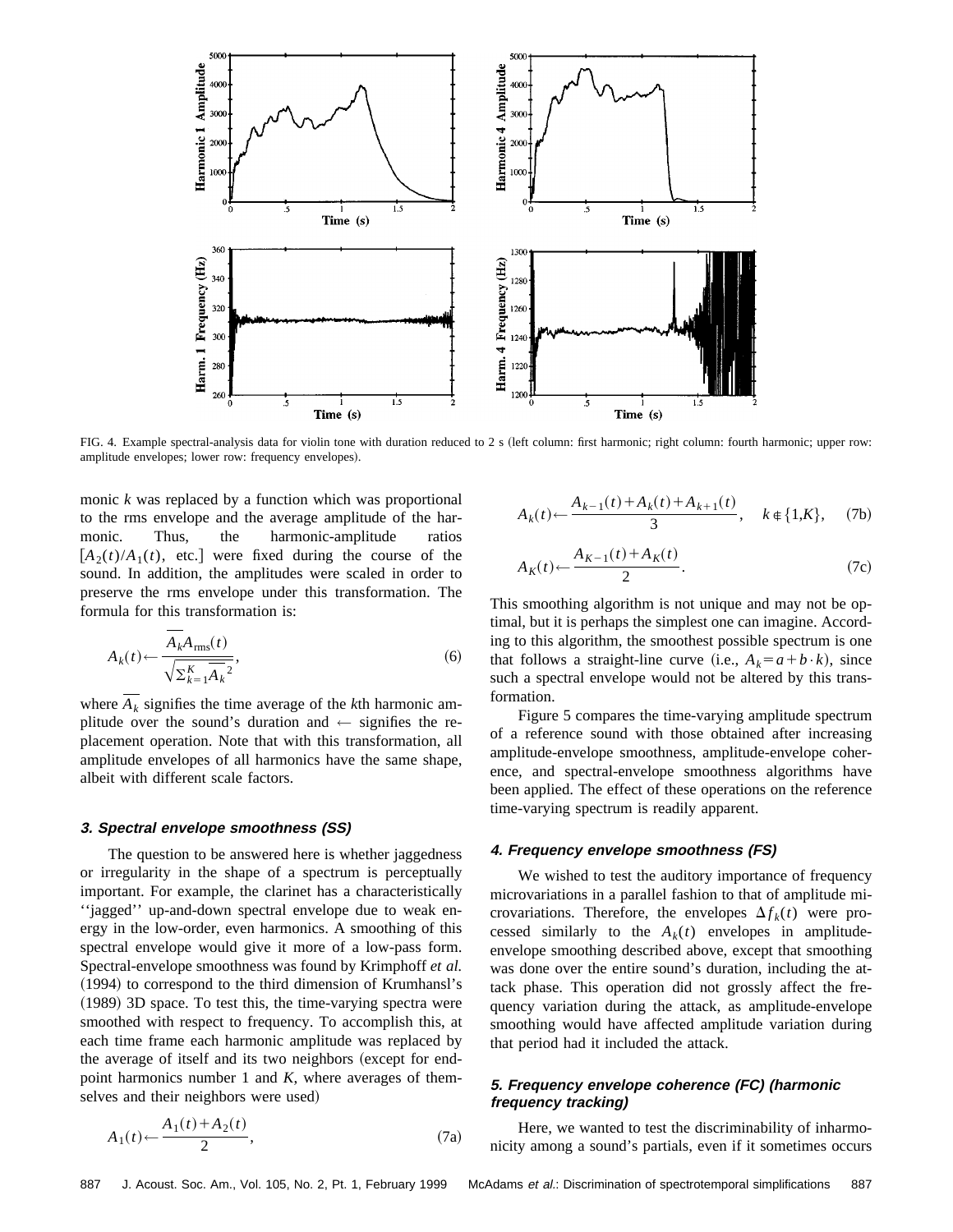FIG. 4. Example spectral-analysis data for violin tone with duration reduced to 2 s (left column: first harmonic; right column: fourth harmonic; upper row: amplitude envelopes; lower row: frequency envelopes).

monic $k$ was replaced by a function which was proportional to the rms envelope and the average amplitude of the harmonic. Thus, the harmonic-amplitude ratios $[A_2(t)/A_1(t)$, etc.] were fixed during the course of the sound. In addition, the amplitudes were scaled in order to preserve the rms envelope under this transformation. The formula for this transformation is:

$$A_k(t) \leftarrow \frac{\overline{A_k} A_{\text{rms}}(t)}{\sqrt{\sum_{k=1}^{K} \overline{A_k}^2}}, \tag{6}$$

where $\overline{A_k}$ signifies the time average of the $k$th harmonic amplitude over the sound's duration and $\leftarrow$ signifies the replacement operation. Note that with this transformation, all amplitude envelopes of all harmonics have the same shape, albeit with different scale factors.

### 3. Spectral envelope smoothness (SS)

The question to be answered here is whether jaggedness or irregularity in the shape of a spectrum is perceptually important. For example, the clarinet has a characteristically ''jagged'' up-and-down spectral envelope due to weak energy in the low-order, even harmonics. A smoothing of this spectral envelope would give it more of a low-pass form. Spectral-envelope smoothness was found by Krimphoff *et al.* (1994) to correspond to the third dimension of Krumhansl's (1989) 3D space. To test this, the time-varying spectra were smoothed with respect to frequency. To accomplish this, at each time frame each harmonic amplitude was replaced by the average of itself and its two neighbors (except for endpoint harmonics number 1 and $K$, where averages of themselves and their neighbors were used)

$$A_1(t) \leftarrow \frac{A_1(t) + A_2(t)}{2}, \tag{7a}$$

$$A_k(t) \leftarrow \frac{A_{k-1}(t) + A_k(t) + A_{k+1}(t)}{3}, \quad k \notin \{1, K\}, \tag{7b}$$

$$A_K(t) \leftarrow \frac{A_{K-1}(t) + A_K(t)}{2}. \tag{7c}$$

This smoothing algorithm is not unique and may not be optimal, but it is perhaps the simplest one can imagine. According to this algorithm, the smoothest possible spectrum is one that follows a straight-line curve (i.e., $A_k = a + b \cdot k$), since such a spectral envelope would not be altered by this transformation.

Figure 5 compares the time-varying amplitude spectrum of a reference sound with those obtained after increasing amplitude-envelope smoothness, amplitude-envelope coherence, and spectral-envelope smoothness algorithms have been applied. The effect of these operations on the reference time-varying spectrum is readily apparent.

### 4. Frequency envelope smoothness (FS)

We wished to test the auditory importance of frequency microvariations in a parallel fashion to that of amplitude microvariations. Therefore, the envelopes $\Delta f_k(t)$ were processed similarly to the $A_k(t)$ envelopes in amplitude-envelope smoothing described above, except that smoothing was done over the entire sound's duration, including the attack phase. This operation did not grossly affect the frequency variation during the attack, as amplitude-envelope smoothing would have affected amplitude variation during that period had it included the attack.

### 5. Frequency envelope coherence (FC) (harmonic frequency tracking)

Here, we wanted to test the discriminability of inharmonicity among a sound's partials, even if it sometimes occurs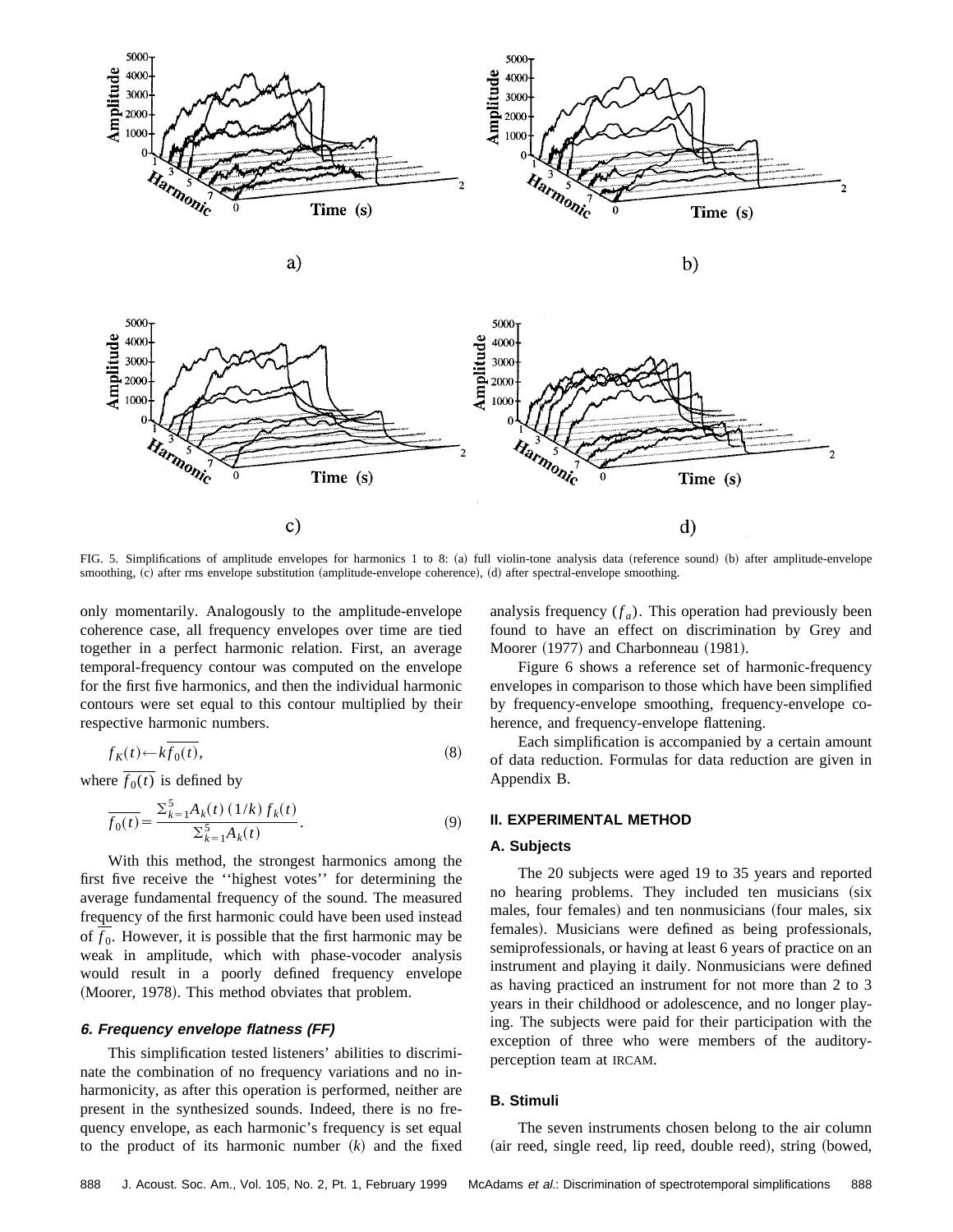FIG. 5. Simplifications of amplitude envelopes for harmonics 1 to 8: (a) full violin-tone analysis data (reference sound) (b) after amplitude-envelope smoothing, (c) after rms envelope substitution (amplitude-envelope coherence), (d) after spectral-envelope smoothing.

only momentarily. Analogously to the amplitude-envelope coherence case, all frequency envelopes over time are tied together in a perfect harmonic relation. First, an average temporal-frequency contour was computed on the envelope for the first five harmonics, and then the individual harmonic contours were set equal to this contour multiplied by their respective harmonic numbers.

$$f_K(t) \leftarrow k\overline{f_0(t)}, \tag{8}$$

where $\overline{f_0(t)}$ is defined by

$$\overline{f_0(t)} = \frac{\Sigma_{k=1}^{5} A_k(t)\,(1/k)\,f_k(t)}{\Sigma_{k=1}^{5} A_k(t)}. \tag{9}$$

With this method, the strongest harmonics among the first five receive the ''highest votes'' for determining the average fundamental frequency of the sound. The measured frequency of the first harmonic could have been used instead of $\overline{f_0}$. However, it is possible that the first harmonic may be weak in amplitude, which with phase-vocoder analysis would result in a poorly defined frequency envelope (Moorer, 1978). This method obviates that problem.

#### *6. Frequency envelope flatness (FF)*

This simplification tested listeners' abilities to discriminate the combination of no frequency variations and no inharmonicity, as after this operation is performed, neither are present in the synthesized sounds. Indeed, there is no frequency envelope, as each harmonic's frequency is set equal to the product of its harmonic number ($k$) and the fixed analysis frequency ($f_a$). This operation had previously been found to have an effect on discrimination by Grey and Moorer (1977) and Charbonneau (1981).

Figure 6 shows a reference set of harmonic-frequency envelopes in comparison to those which have been simplified by frequency-envelope smoothing, frequency-envelope coherence, and frequency-envelope flattening.

Each simplification is accompanied by a certain amount of data reduction. Formulas for data reduction are given in Appendix B.

## II. EXPERIMENTAL METHOD

### A. Subjects

The 20 subjects were aged 19 to 35 years and reported no hearing problems. They included ten musicians (six males, four females) and ten nonmusicians (four males, six females). Musicians were defined as being professionals, semiprofessionals, or having at least 6 years of practice on an instrument and playing it daily. Nonmusicians were defined as having practiced an instrument for not more than 2 to 3 years in their childhood or adolescence, and no longer playing. The subjects were paid for their participation with the exception of three who were members of the auditory-perception team at IRCAM.

### B. Stimuli

The seven instruments chosen belong to the air column (air reed, single reed, lip reed, double reed), string (bowed,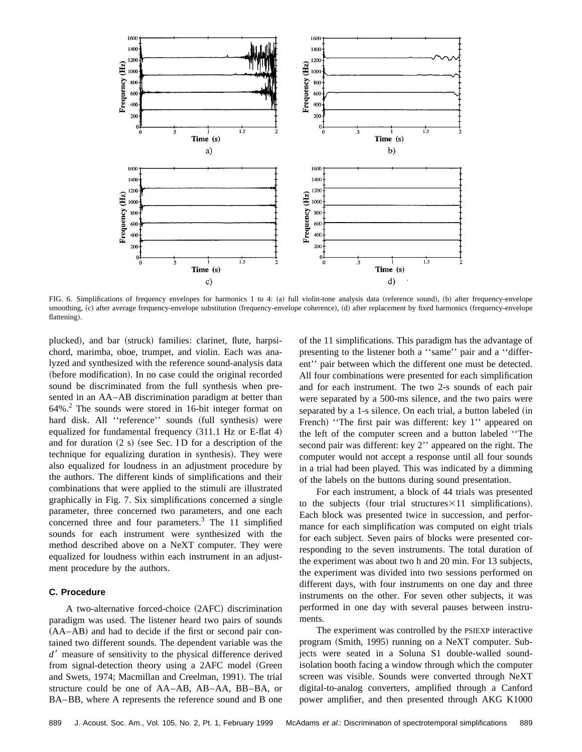FIG. 6. Simplifications of frequency envelopes for harmonics 1 to 4: (a) full violin-tone analysis data (reference sound), (b) after frequency-envelope smoothing, (c) after average frequency-envelope substitution (frequency-envelope coherence), (d) after replacement by fixed harmonics (frequency-envelope flattening).

plucked), and bar (struck) families: clarinet, flute, harpsichord, marimba, oboe, trumpet, and violin. Each was analyzed and synthesized with the reference sound-analysis data (before modification). In no case could the original recorded sound be discriminated from the full synthesis when presented in an AA–AB discrimination paradigm at better than 64%.[2] The sounds were stored in 16-bit integer format on hard disk. All ''reference'' sounds (full synthesis) were equalized for fundamental frequency (311.1 Hz or E-flat 4) and for duration (2 s) (see Sec. I D for a description of the technique for equalizing duration in synthesis). They were also equalized for loudness in an adjustment procedure by the authors. The different kinds of simplifications and their combinations that were applied to the stimuli are illustrated graphically in Fig. 7. Six simplifications concerned a single parameter, three concerned two parameters, and one each concerned three and four parameters.[3] The 11 simplified sounds for each instrument were synthesized with the method described above on a NeXT computer. They were equalized for loudness within each instrument in an adjustment procedure by the authors.

### C. Procedure

A two-alternative forced-choice (2AFC) discrimination paradigm was used. The listener heard two pairs of sounds (AA–AB) and had to decide if the first or second pair contained two different sounds. The dependent variable was the $d'$ measure of sensitivity to the physical difference derived from signal-detection theory using a 2AFC model (Green and Swets, 1974; Macmillan and Creelman, 1991). The trial structure could be one of AA–AB, AB–AA, BB–BA, or BA–BB, where A represents the reference sound and B one of the 11 simplifications. This paradigm has the advantage of presenting to the listener both a ''same'' pair and a ''different'' pair between which the different one must be detected. All four combinations were presented for each simplification and for each instrument. The two 2-s sounds of each pair were separated by a 500-ms silence, and the two pairs were separated by a 1-s silence. On each trial, a button labeled (in French) ''The first pair was different: key 1'' appeared on the left of the computer screen and a button labeled ''The second pair was different: key 2'' appeared on the right. The computer would not accept a response until all four sounds in a trial had been played. This was indicated by a dimming of the labels on the buttons during sound presentation.

For each instrument, a block of 44 trials was presented to the subjects (four trial structures×11 simplifications). Each block was presented twice in succession, and performance for each simplification was computed on eight trials for each subject. Seven pairs of blocks were presented corresponding to the seven instruments. The total duration of the experiment was about two h and 20 min. For 13 subjects, the experiment was divided into two sessions performed on different days, with four instruments on one day and three instruments on the other. For seven other subjects, it was performed in one day with several pauses between instruments.

The experiment was controlled by the PSIEXP interactive program (Smith, 1995) running on a NeXT computer. Subjects were seated in a Soluna S1 double-walled sound-isolation booth facing a window through which the computer screen was visible. Sounds were converted through NeXT digital-to-analog converters, amplified through a Canford power amplifier, and then presented through AKG K1000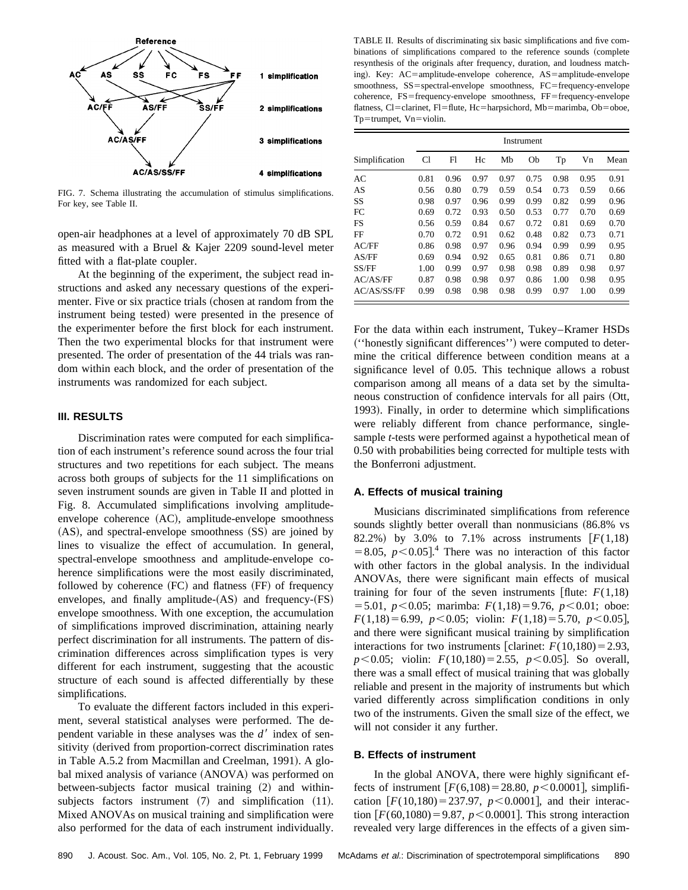FIG. 7. Schema illustrating the accumulation of stimulus simplifications. For key, see Table II.

open-air headphones at a level of approximately 70 dB SPL as measured with a Bruel & Kajer 2209 sound-level meter fitted with a flat-plate coupler.

At the beginning of the experiment, the subject read instructions and asked any necessary questions of the experimenter. Five or six practice trials (chosen at random from the instrument being tested) were presented in the presence of the experimenter before the first block for each instrument. Then the two experimental blocks for that instrument were presented. The order of presentation of the 44 trials was random within each block, and the order of presentation of the instruments was randomized for each subject.

### III. RESULTS

Discrimination rates were computed for each simplification of each instrument's reference sound across the four trial structures and two repetitions for each subject. The means across both groups of subjects for the 11 simplifications on seven instrument sounds are given in Table II and plotted in Fig. 8. Accumulated simplifications involving amplitude-envelope coherence (AC), amplitude-envelope smoothness (AS), and spectral-envelope smoothness (SS) are joined by lines to visualize the effect of accumulation. In general, spectral-envelope smoothness and amplitude-envelope coherence simplifications were the most easily discriminated, followed by coherence (FC) and flatness (FF) of frequency envelopes, and finally amplitude-(AS) and frequency-(FS) envelope smoothness. With one exception, the accumulation of simplifications improved discrimination, attaining nearly perfect discrimination for all instruments. The pattern of discrimination differences across simplification types is very different for each instrument, suggesting that the acoustic structure of each sound is affected differentially by these simplifications.

To evaluate the different factors included in this experiment, several statistical analyses were performed. The dependent variable in these analyses was the $d'$ index of sensitivity (derived from proportion-correct discrimination rates in Table A.5.2 from Macmillan and Creelman, 1991). A global mixed analysis of variance (ANOVA) was performed on between-subjects factor musical training (2) and within-subjects factors instrument (7) and simplification (11). Mixed ANOVAs on musical training and simplification were also performed for the data of each instrument individually.

TABLE II. Results of discriminating six basic simplifications and five combinations of simplifications compared to the reference sounds (complete resynthesis of the originals after frequency, duration, and loudness matching). Key: AC=amplitude-envelope coherence, AS=amplitude-envelope smoothness, SS=spectral-envelope smoothness, FC=frequency-envelope coherence, FS=frequency-envelope smoothness, FF=frequency-envelope flatness, Cl=clarinet, Fl=flute, Hc=harpsichord, Mb=marimba, Ob=oboe, Tp=trumpet, Vn=violin.

| | Instrument | | | | | | | |
|---|---|---|---|---|---|---|---|---|
| Simplification | Cl | Fl | Hc | Mb | Ob | Tp | Vn | Mean |
| AC | 0.81 | 0.96 | 0.97 | 0.97 | 0.75 | 0.98 | 0.95 | 0.91 |
| AS | 0.56 | 0.80 | 0.79 | 0.59 | 0.54 | 0.73 | 0.59 | 0.66 |
| SS | 0.98 | 0.97 | 0.96 | 0.99 | 0.99 | 0.82 | 0.99 | 0.96 |
| FC | 0.69 | 0.72 | 0.93 | 0.50 | 0.53 | 0.77 | 0.70 | 0.69 |
| FS | 0.56 | 0.59 | 0.84 | 0.67 | 0.72 | 0.81 | 0.69 | 0.70 |
| FF | 0.70 | 0.72 | 0.91 | 0.62 | 0.48 | 0.82 | 0.73 | 0.71 |
| AC/FF | 0.86 | 0.98 | 0.97 | 0.96 | 0.94 | 0.99 | 0.99 | 0.95 |
| AS/FF | 0.69 | 0.94 | 0.92 | 0.65 | 0.81 | 0.86 | 0.71 | 0.80 |
| SS/FF | 1.00 | 0.99 | 0.97 | 0.98 | 0.98 | 0.89 | 0.98 | 0.97 |
| AC/AS/FF | 0.87 | 0.98 | 0.98 | 0.97 | 0.86 | 1.00 | 0.98 | 0.95 |
| AC/AS/SS/FF | 0.99 | 0.98 | 0.98 | 0.98 | 0.99 | 0.97 | 1.00 | 0.99 |

For the data within each instrument, Tukey–Kramer HSDs ("honestly significant differences") were computed to determine the critical difference between condition means at a significance level of 0.05. This technique allows a robust comparison among all means of a data set by the simultaneous construction of confidence intervals for all pairs (Ott, 1993). Finally, in order to determine which simplifications were reliably different from chance performance, single-sample $t$-tests were performed against a hypothetical mean of 0.50 with probabilities being corrected for multiple tests with the Bonferroni adjustment.

#### A. Effects of musical training

Musicians discriminated simplifications from reference sounds slightly better overall than nonmusicians (86.8% vs 82.2%) by 3.0% to 7.1% across instruments [$F(1,18)=8.05$, $p<0.05$].[4] There was no interaction of this factor with other factors in the global analysis. In the individual ANOVAs, there were significant main effects of musical training for four of the seven instruments [flute: $F(1,18)=5.01$, $p<0.05$; marimba: $F(1,18)=9.76$, $p<0.01$; oboe: $F(1,18)=6.99$, $p<0.05$; violin: $F(1,18)=5.70$, $p<0.05$], and there were significant musical training by simplification interactions for two instruments [clarinet: $F(10,180)=2.93$, $p<0.05$; violin: $F(10,180)=2.55$, $p<0.05$]. So overall, there was a small effect of musical training that was globally reliable and present in the majority of instruments but which varied differently across simplification conditions in only two of the instruments. Given the small size of the effect, we will not consider it any further.

#### B. Effects of instrument

In the global ANOVA, there were highly significant effects of instrument [$F(6,108)=28.80$, $p<0.0001$], simplification [$F(10,180)=237.97$, $p<0.0001$], and their interaction [$F(60,1080)=9.87$, $p<0.0001$]. This strong interaction revealed very large differences in the effects of a given sim-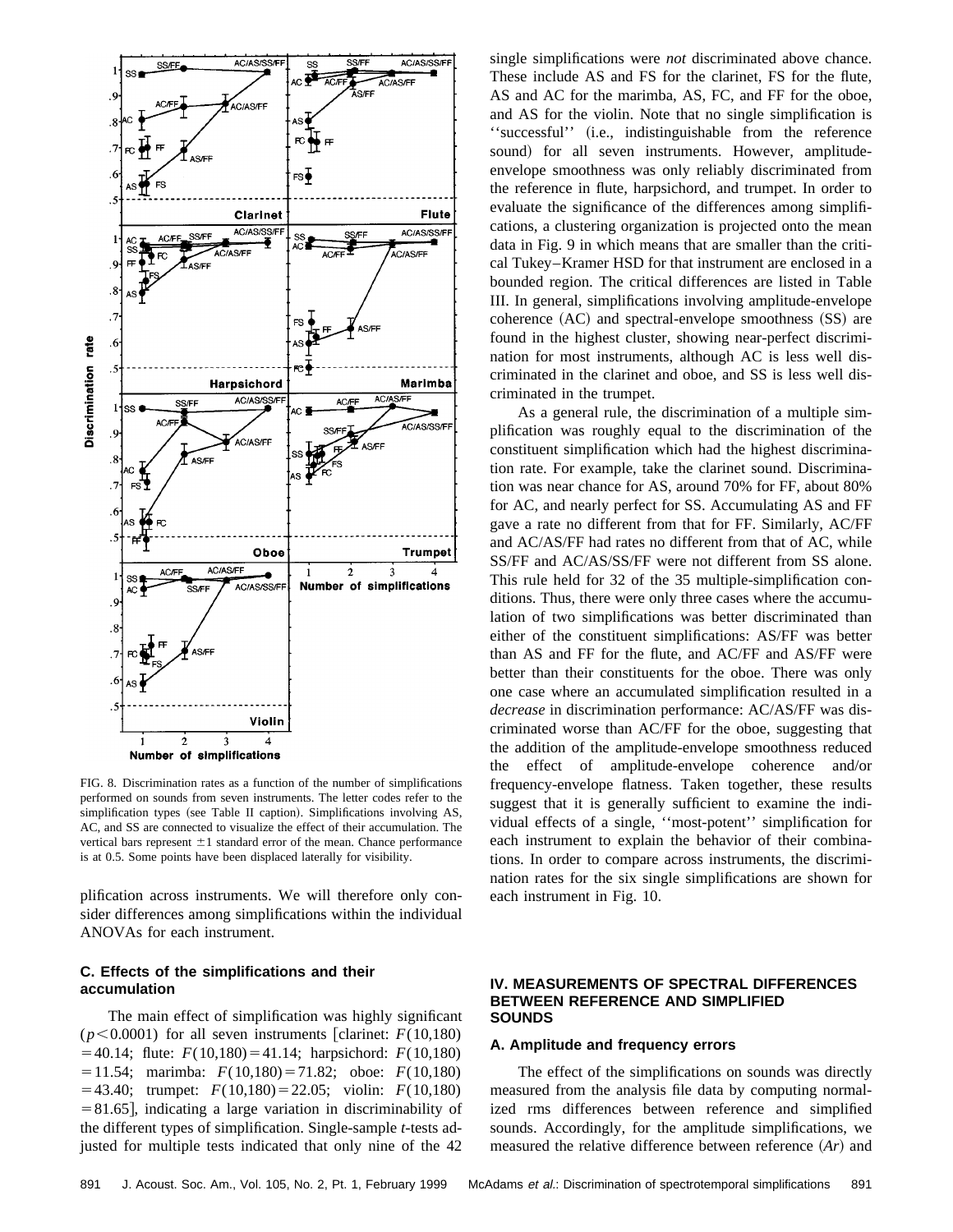FIG. 8. Discrimination rates as a function of the number of simplifications performed on sounds from seven instruments. The letter codes refer to the simplification types (see Table II caption). Simplifications involving AS, AC, and SS are connected to visualize the effect of their accumulation. The vertical bars represent ±1 standard error of the mean. Chance performance is at 0.5. Some points have been displaced laterally for visibility.

plification across instruments. We will therefore only consider differences among simplifications within the individual ANOVAs for each instrument.

### C. Effects of the simplifications and their accumulation

The main effect of simplification was highly significant ($p<0.0001$) for all seven instruments [clarinet: $F(10,180)=40.14$; flute: $F(10,180)=41.14$; harpsichord: $F(10,180)=11.54$; marimba: $F(10,180)=71.82$; oboe: $F(10,180)=43.40$; trumpet: $F(10,180)=22.05$; violin: $F(10,180)=81.65$], indicating a large variation in discriminability of the different types of simplification. Single-sample *t*-tests adjusted for multiple tests indicated that only nine of the 42 single simplifications were *not* discriminated above chance. These include AS and FS for the clarinet, FS for the flute, AS and AC for the marimba, AS, FC, and FF for the oboe, and AS for the violin. Note that no single simplification is "successful" (i.e., indistinguishable from the reference sound) for all seven instruments. However, amplitude-envelope smoothness was only reliably discriminated from the reference in flute, harpsichord, and trumpet. In order to evaluate the significance of the differences among simplifications, a clustering organization is projected onto the mean data in Fig. 9 in which means that are smaller than the critical Tukey–Kramer HSD for that instrument are enclosed in a bounded region. The critical differences are listed in Table III. In general, simplifications involving amplitude-envelope coherence (AC) and spectral-envelope smoothness (SS) are found in the highest cluster, showing near-perfect discrimination for most instruments, although AC is less well discriminated in the clarinet and oboe, and SS is less well discriminated in the trumpet.

As a general rule, the discrimination of a multiple simplification was roughly equal to the discrimination of the constituent simplification which had the highest discrimination rate. For example, take the clarinet sound. Discrimination was near chance for AS, around 70% for FF, about 80% for AC, and nearly perfect for SS. Accumulating AS and FF gave a rate no different from that for FF. Similarly, AC/FF and AC/AS/FF had rates no different from that of AC, while SS/FF and AC/AS/SS/FF were not different from SS alone. This rule held for 32 of the 35 multiple-simplification conditions. Thus, there were only three cases where the accumulation of two simplifications was better discriminated than either of the constituent simplifications: AS/FF was better than AS and FF for the flute, and AC/FF and AS/FF were better than their constituents for the oboe. There was only one case where an accumulated simplification resulted in a *decrease* in discrimination performance: AC/AS/FF was discriminated worse than AC/FF for the oboe, suggesting that the addition of the amplitude-envelope smoothness reduced the effect of amplitude-envelope coherence and/or frequency-envelope flatness. Taken together, these results suggest that it is generally sufficient to examine the individual effects of a single, "most-potent" simplification for each instrument to explain the behavior of their combinations. In order to compare across instruments, the discrimination rates for the six single simplifications are shown for each instrument in Fig. 10.

## IV. MEASUREMENTS OF SPECTRAL DIFFERENCES BETWEEN REFERENCE AND SIMPLIFIED SOUNDS

### A. Amplitude and frequency errors

The effect of the simplifications on sounds was directly measured from the analysis file data by computing normalized rms differences between reference and simplified sounds. Accordingly, for the amplitude simplifications, we measured the relative difference between reference ($Ar$) and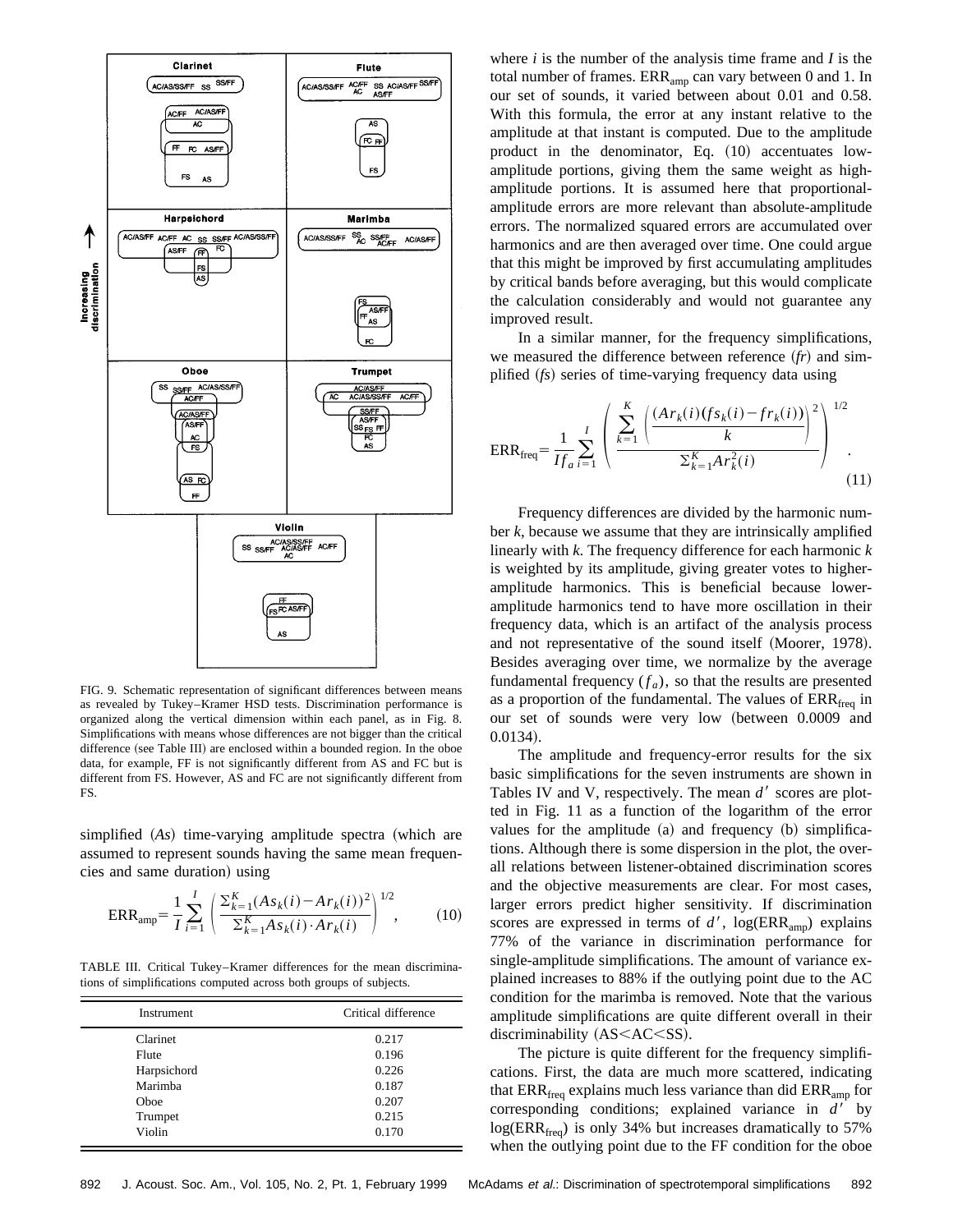FIG. 9. Schematic representation of significant differences between means as revealed by Tukey–Kramer HSD tests. Discrimination performance is organized along the vertical dimension within each panel, as in Fig. 8. Simplifications with means whose differences are not bigger than the critical difference (see Table III) are enclosed within a bounded region. In the oboe data, for example, FF is not significantly different from AS and FC but is different from FS. However, AS and FC are not significantly different from FS.

simplified ($As$) time-varying amplitude spectra (which are assumed to represent sounds having the same mean frequencies and same duration) using

$$\mathrm{ERR}_{\mathrm{amp}}=\frac{1}{I}\sum_{i=1}^{I}\left(\frac{\sum_{k=1}^{K}(As_k(i)-Ar_k(i))^2}{\sum_{k=1}^{K}As_k(i)\cdot Ar_k(i)}\right)^{1/2}, \tag{10}$$

TABLE III. Critical Tukey–Kramer differences for the mean discriminations of simplifications computed across both groups of subjects.

| Instrument | Critical difference |
|---|---|
| Clarinet | 0.217 |
| Flute | 0.196 |
| Harpsichord | 0.226 |
| Marimba | 0.187 |
| Oboe | 0.207 |
| Trumpet | 0.215 |
| Violin | 0.170 |

where $i$ is the number of the analysis time frame and $I$ is the total number of frames. $\mathrm{ERR}_{\mathrm{amp}}$ can vary between 0 and 1. In our set of sounds, it varied between about 0.01 and 0.58. With this formula, the error at any instant relative to the amplitude at that instant is computed. Due to the amplitude product in the denominator, Eq. (10) accentuates low-amplitude portions, giving them the same weight as high-amplitude portions. It is assumed here that proportional-amplitude errors are more relevant than absolute-amplitude errors. The normalized squared errors are accumulated over harmonics and are then averaged over time. One could argue that this might be improved by first accumulating amplitudes by critical bands before averaging, but this would complicate the calculation considerably and would not guarantee any improved result.

In a similar manner, for the frequency simplifications, we measured the difference between reference ($fr$) and simplified ($fs$) series of time-varying frequency data using

$$\mathrm{ERR}_{\mathrm{freq}}=\frac{1}{If_a}\sum_{i=1}^{I}\left(\frac{\sum_{k=1}^{K}\left(\frac{(Ar_k(i)(fs_k(i)-fr_k(i))}{k}\right)^2}{\sum_{k=1}^{K}Ar_k^2(i)}\right)^{1/2}. \tag{11}$$

Frequency differences are divided by the harmonic number $k$, because we assume that they are intrinsically amplified linearly with $k$. The frequency difference for each harmonic $k$ is weighted by its amplitude, giving greater votes to higher-amplitude harmonics. This is beneficial because lower-amplitude harmonics tend to have more oscillation in their frequency data, which is an artifact of the analysis process and not representative of the sound itself (Moorer, 1978). Besides averaging over time, we normalize by the average fundamental frequency ($f_a$), so that the results are presented as a proportion of the fundamental. The values of $\mathrm{ERR}_{\mathrm{freq}}$ in our set of sounds were very low (between 0.0009 and 0.0134).

The amplitude and frequency-error results for the six basic simplifications for the seven instruments are shown in Tables IV and V, respectively. The mean $d'$ scores are plotted in Fig. 11 as a function of the logarithm of the error values for the amplitude (a) and frequency (b) simplifications. Although there is some dispersion in the plot, the overall relations between listener-obtained discrimination scores and the objective measurements are clear. For most cases, larger errors predict higher sensitivity. If discrimination scores are expressed in terms of $d'$, $\log(\mathrm{ERR}_{\mathrm{amp}})$ explains 77% of the variance in discrimination performance for single-amplitude simplifications. The amount of variance explained increases to 88% if the outlying point due to the AC condition for the marimba is removed. Note that the various amplitude simplifications are quite different overall in their discriminability (AS<AC<SS).

The picture is quite different for the frequency simplifications. First, the data are much more scattered, indicating that $\mathrm{ERR}_{\mathrm{freq}}$ explains much less variance than did $\mathrm{ERR}_{\mathrm{amp}}$ for corresponding conditions; explained variance in $d'$ by $\log(\mathrm{ERR}_{\mathrm{freq}})$ is only 34% but increases dramatically to 57% when the outlying point due to the FF condition for the oboe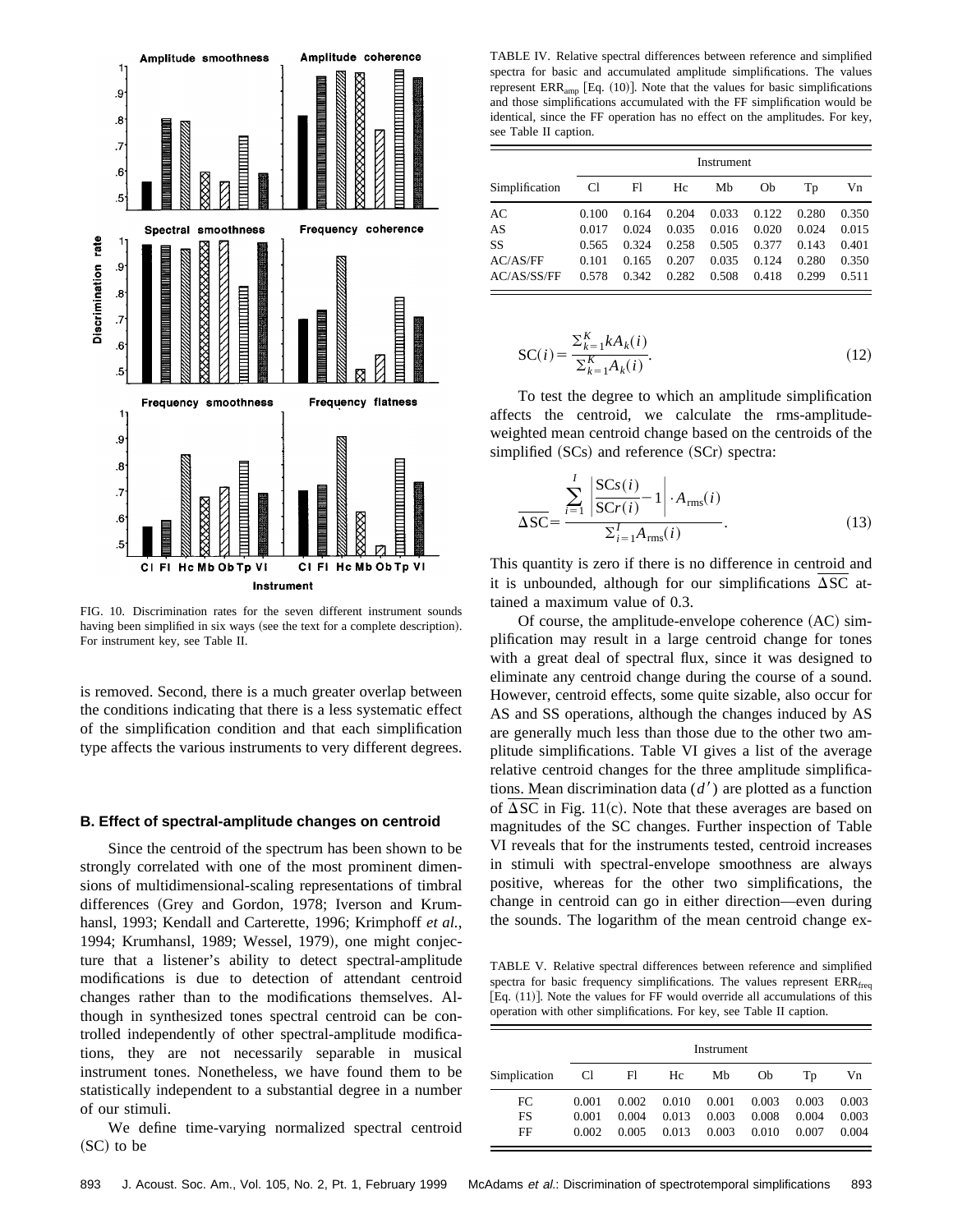FIG. 10. Discrimination rates for the seven different instrument sounds having been simplified in six ways (see the text for a complete description). For instrument key, see Table II.

is removed. Second, there is a much greater overlap between the conditions indicating that there is a less systematic effect of the simplification condition and that each simplification type affects the various instruments to very different degrees.

### B. Effect of spectral-amplitude changes on centroid

Since the centroid of the spectrum has been shown to be strongly correlated with one of the most prominent dimensions of multidimensional-scaling representations of timbral differences (Grey and Gordon, 1978; Iverson and Krumhansl, 1993; Kendall and Carterette, 1996; Krimphoff *et al.*, 1994; Krumhansl, 1989; Wessel, 1979), one might conjecture that a listener's ability to detect spectral-amplitude modifications is due to detection of attendant centroid changes rather than to the modifications themselves. Although in synthesized tones spectral centroid can be controlled independently of other spectral-amplitude modifications, they are not necessarily separable in musical instrument tones. Nonetheless, we have found them to be statistically independent to a substantial degree in a number of our stimuli.

We define time-varying normalized spectral centroid (SC) to be

TABLE IV. Relative spectral differences between reference and simplified spectra for basic and accumulated amplitude simplifications. The values represent $ERR_{amp}$ [Eq. (10)]. Note that the values for basic simplifications and those simplifications accumulated with the FF simplification would be identical, since the FF operation has no effect on the amplitudes. For key, see Table II caption.

| Simplification | Instrument | | | | | | |
|---|---|---|---|---|---|---|---|
| | Cl | Fl | Hc | Mb | Ob | Tp | Vn |
| AC | 0.100 | 0.164 | 0.204 | 0.033 | 0.122 | 0.280 | 0.350 |
| AS | 0.017 | 0.024 | 0.035 | 0.016 | 0.020 | 0.024 | 0.015 |
| SS | 0.565 | 0.324 | 0.258 | 0.505 | 0.377 | 0.143 | 0.401 |
| AC/AS/FF | 0.101 | 0.165 | 0.207 | 0.035 | 0.124 | 0.280 | 0.350 |
| AC/AS/SS/FF | 0.578 | 0.342 | 0.282 | 0.508 | 0.418 | 0.299 | 0.511 |

$$\mathrm{SC}(i)=\frac{\sum_{k=1}^{K}kA_k(i)}{\sum_{k=1}^{K}A_k(i)}. \tag{12}$$

To test the degree to which an amplitude simplification affects the centroid, we calculate the rms-amplitude-weighted mean centroid change based on the centroids of the simplified (SCs) and reference (SCr) spectra:

$$\overline{\Delta \mathrm{SC}}=\frac{\sum_{i=1}^{I}\left|\frac{\mathrm{SC}s(i)}{\mathrm{SC}r(i)}-1\right|\cdot A_{\mathrm{rms}}(i)}{\sum_{i=1}^{I}A_{\mathrm{rms}}(i)}. \tag{13}$$

This quantity is zero if there is no difference in centroid and it is unbounded, although for our simplifications $\overline{\Delta \mathrm{SC}}$ attained a maximum value of 0.3.

Of course, the amplitude-envelope coherence (AC) simplification may result in a large centroid change for tones with a great deal of spectral flux, since it was designed to eliminate any centroid change during the course of a sound. However, centroid effects, some quite sizable, also occur for AS and SS operations, although the changes induced by AS are generally much less than those due to the other two amplitude simplifications. Table VI gives a list of the average relative centroid changes for the three amplitude simplifications. Mean discrimination data ($d'$) are plotted as a function of $\overline{\Delta \mathrm{SC}}$ in Fig. 11(c). Note that these averages are based on magnitudes of the SC changes. Further inspection of Table VI reveals that for the instruments tested, centroid increases in stimuli with spectral-envelope smoothness are always positive, whereas for the other two simplifications, the change in centroid can go in either direction—even during the sounds. The logarithm of the mean centroid change ex-

TABLE V. Relative spectral differences between reference and simplified spectra for basic frequency simplifications. The values represent $ERR_{freq}$ [Eq. (11)]. Note the values for FF would override all accumulations of this operation with other simplifications. For key, see Table II caption.

| Simplication | Instrument | | | | | | |
|---|---|---|---|---|---|---|---|
| | Cl | Fl | Hc | Mb | Ob | Tp | Vn |
| FC | 0.001 | 0.002 | 0.010 | 0.001 | 0.003 | 0.003 | 0.003 |
| FS | 0.001 | 0.004 | 0.013 | 0.003 | 0.008 | 0.004 | 0.003 |
| FF | 0.002 | 0.005 | 0.013 | 0.003 | 0.010 | 0.007 | 0.004 |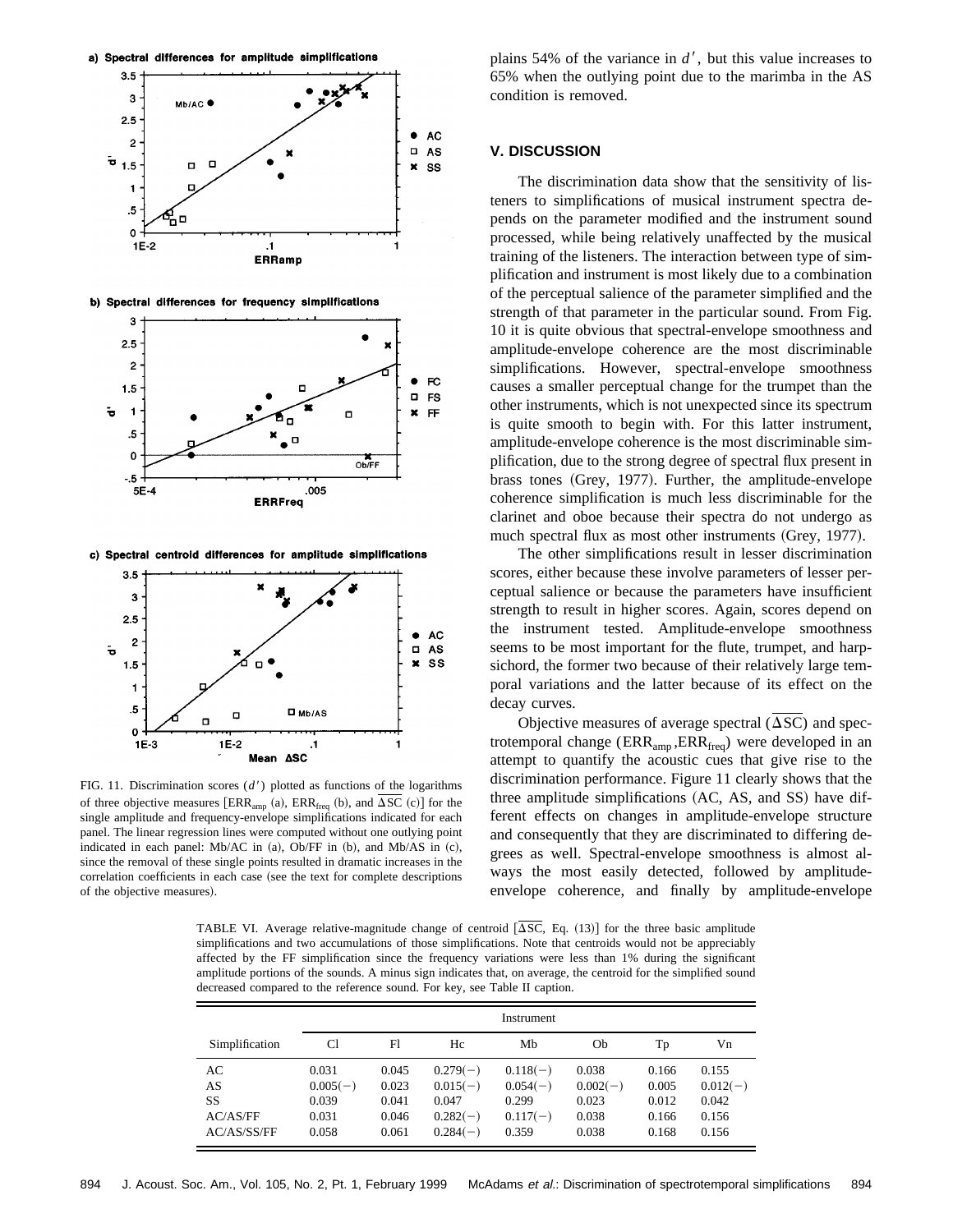FIG. 11. Discrimination scores ($d'$) plotted as functions of the logarithms of three objective measures [$\mathrm{ERR}_{\mathrm{amp}}$ (a), $\mathrm{ERR}_{\mathrm{freq}}$ (b), and $\overline{\Delta \mathrm{SC}}$ (c)] for the single amplitude and frequency-envelope simplifications indicated for each panel. The linear regression lines were computed without one outlying point indicated in each panel: Mb/AC in (a), Ob/FF in (b), and Mb/AS in (c), since the removal of these single points resulted in dramatic increases in the correlation coefficients in each case (see the text for complete descriptions of the objective measures).

plains 54% of the variance in $d'$, but this value increases to 65% when the outlying point due to the marimba in the AS condition is removed.

## V. DISCUSSION

The discrimination data show that the sensitivity of listeners to simplifications of musical instrument spectra depends on the parameter modified and the instrument sound processed, while being relatively unaffected by the musical training of the listeners. The interaction between type of simplification and instrument is most likely due to a combination of the perceptual salience of the parameter simplified and the strength of that parameter in the particular sound. From Fig. 10 it is quite obvious that spectral-envelope smoothness and amplitude-envelope coherence are the most discriminable simplifications. However, spectral-envelope smoothness causes a smaller perceptual change for the trumpet than the other instruments, which is not unexpected since its spectrum is quite smooth to begin with. For this latter instrument, amplitude-envelope coherence is the most discriminable simplification, due to the strong degree of spectral flux present in brass tones (Grey, 1977). Further, the amplitude-envelope coherence simplification is much less discriminable for the clarinet and oboe because their spectra do not undergo as much spectral flux as most other instruments (Grey, 1977).

The other simplifications result in lesser discrimination scores, either because these involve parameters of lesser perceptual salience or because the parameters have insufficient strength to result in higher scores. Again, scores depend on the instrument tested. Amplitude-envelope smoothness seems to be most important for the flute, trumpet, and harpsichord, the former two because of their relatively large temporal variations and the latter because of its effect on the decay curves.

Objective measures of average spectral ($\overline{\Delta \mathrm{SC}}$) and spectrotemporal change ($\mathrm{ERR}_{\mathrm{amp}}$,$\mathrm{ERR}_{\mathrm{freq}}$) were developed in an attempt to quantify the acoustic cues that give rise to the discrimination performance. Figure 11 clearly shows that the three amplitude simplifications (AC, AS, and SS) have different effects on changes in amplitude-envelope structure and consequently that they are discriminated to differing degrees as well. Spectral-envelope smoothness is almost always the most easily detected, followed by amplitude-envelope coherence, and finally by amplitude-envelope

TABLE VI. Average relative-magnitude change of centroid [$\overline{\Delta \mathrm{SC}}$, Eq. (13)] for the three basic amplitude simplifications and two accumulations of those simplifications. Note that centroids would not be appreciably affected by the FF simplification since the frequency variations were less than 1% during the significant amplitude portions of the sounds. A minus sign indicates that, on average, the centroid for the simplified sound decreased compared to the reference sound. For key, see Table II caption.

| | Instrument | | | | | | |
|---|---|---|---|---|---|---|---|
| Simplification | Cl | Fl | Hc | Mb | Ob | Tp | Vn |
| AC | 0.031 | 0.045 | 0.279(−) | 0.118(−) | 0.038 | 0.166 | 0.155 |
| AS | 0.005(−) | 0.023 | 0.015(−) | 0.054(−) | 0.002(−) | 0.005 | 0.012(−) |
| SS | 0.039 | 0.041 | 0.047 | 0.299 | 0.023 | 0.012 | 0.042 |
| AC/AS/FF | 0.031 | 0.046 | 0.282(−) | 0.117(−) | 0.038 | 0.166 | 0.156 |
| AC/AS/SS/FF | 0.058 | 0.061 | 0.284(−) | 0.359 | 0.038 | 0.168 | 0.156 |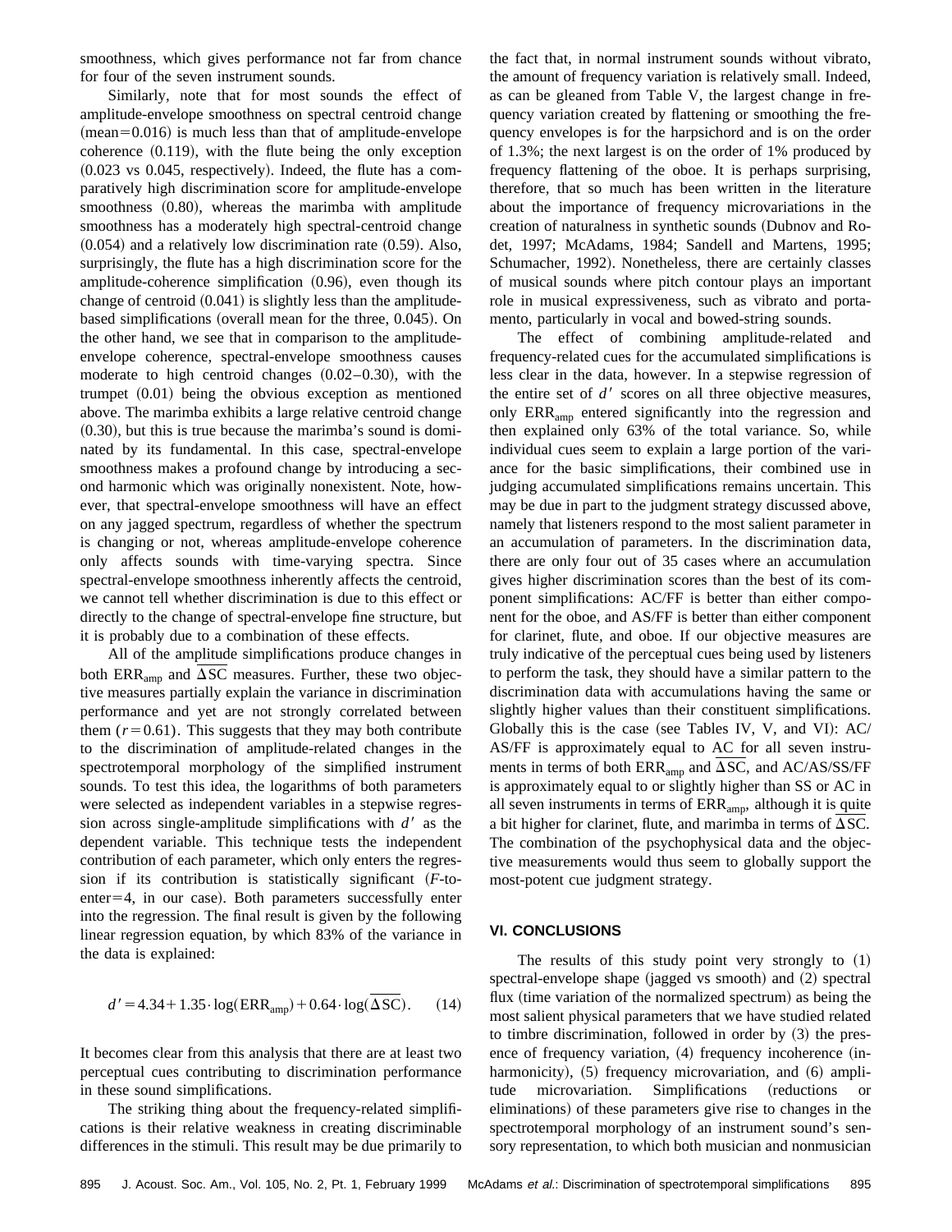smoothness, which gives performance not far from chance for four of the seven instrument sounds.

Similarly, note that for most sounds the effect of amplitude-envelope smoothness on spectral centroid change (mean=0.016) is much less than that of amplitude-envelope coherence (0.119), with the flute being the only exception (0.023 vs 0.045, respectively). Indeed, the flute has a comparatively high discrimination score for amplitude-envelope smoothness (0.80), whereas the marimba with amplitude smoothness has a moderately high spectral-centroid change (0.054) and a relatively low discrimination rate (0.59). Also, surprisingly, the flute has a high discrimination score for the amplitude-coherence simplification (0.96), even though its change of centroid (0.041) is slightly less than the amplitude-based simplifications (overall mean for the three, 0.045). On the other hand, we see that in comparison to the amplitude-envelope coherence, spectral-envelope smoothness causes moderate to high centroid changes (0.02–0.30), with the trumpet (0.01) being the obvious exception as mentioned above. The marimba exhibits a large relative centroid change (0.30), but this is true because the marimba's sound is dominated by its fundamental. In this case, spectral-envelope smoothness makes a profound change by introducing a second harmonic which was originally nonexistent. Note, however, that spectral-envelope smoothness will have an effect on any jagged spectrum, regardless of whether the spectrum is changing or not, whereas amplitude-envelope coherence only affects sounds with time-varying spectra. Since spectral-envelope smoothness inherently affects the centroid, we cannot tell whether discrimination is due to this effect or directly to the change of spectral-envelope fine structure, but it is probably due to a combination of these effects.

All of the amplitude simplifications produce changes in both $\mathrm{ERR}_{\mathrm{amp}}$ and $\overline{\Delta \mathrm{SC}}$ measures. Further, these two objective measures partially explain the variance in discrimination performance and yet are not strongly correlated between them ($r=0.61$). This suggests that they may both contribute to the discrimination of amplitude-related changes in the spectrotemporal morphology of the simplified instrument sounds. To test this idea, the logarithms of both parameters were selected as independent variables in a stepwise regression across single-amplitude simplifications with $d'$ as the dependent variable. This technique tests the independent contribution of each parameter, which only enters the regression if its contribution is statistically significant ($F$-to-enter=4, in our case). Both parameters successfully enter into the regression. The final result is given by the following linear regression equation, by which 83% of the variance in the data is explained:

$$d' = 4.34 + 1.35 \cdot \log(\mathrm{ERR}_{\mathrm{amp}}) + 0.64 \cdot \log(\overline{\Delta \mathrm{SC}}). \qquad (14)$$

It becomes clear from this analysis that there are at least two perceptual cues contributing to discrimination performance in these sound simplifications.

The striking thing about the frequency-related simplifications is their relative weakness in creating discriminable differences in the stimuli. This result may be due primarily to the fact that, in normal instrument sounds without vibrato, the amount of frequency variation is relatively small. Indeed, as can be gleaned from Table V, the largest change in frequency variation created by flattening or smoothing the frequency envelopes is for the harpsichord and is on the order of 1.3%; the next largest is on the order of 1% produced by frequency flattening of the oboe. It is perhaps surprising, therefore, that so much has been written in the literature about the importance of frequency microvariations in the creation of naturalness in synthetic sounds (Dubnov and Rodet, 1997; McAdams, 1984; Sandell and Martens, 1995; Schumacher, 1992). Nonetheless, there are certainly classes of musical sounds where pitch contour plays an important role in musical expressiveness, such as vibrato and portamento, particularly in vocal and bowed-string sounds.

The effect of combining amplitude-related and frequency-related cues for the accumulated simplifications is less clear in the data, however. In a stepwise regression of the entire set of $d'$ scores on all three objective measures, only $\mathrm{ERR}_{\mathrm{amp}}$ entered significantly into the regression and then explained only 63% of the total variance. So, while individual cues seem to explain a large portion of the variance for the basic simplifications, their combined use in judging accumulated simplifications remains uncertain. This may be due in part to the judgment strategy discussed above, namely that listeners respond to the most salient parameter in an accumulation of parameters. In the discrimination data, there are only four out of 35 cases where an accumulation gives higher discrimination scores than the best of its component simplifications: AC/FF is better than either component for the oboe, and AS/FF is better than either component for clarinet, flute, and oboe. If our objective measures are truly indicative of the perceptual cues being used by listeners to perform the task, they should have a similar pattern to the discrimination data with accumulations having the same or slightly higher values than their constituent simplifications. Globally this is the case (see Tables IV, V, and VI): AC/AS/FF is approximately equal to AC for all seven instruments in terms of both $\mathrm{ERR}_{\mathrm{amp}}$ and $\overline{\Delta \mathrm{SC}}$, and AC/AS/SS/FF is approximately equal to or slightly higher than SS or AC in all seven instruments in terms of $\mathrm{ERR}_{\mathrm{amp}}$, although it is quite a bit higher for clarinet, flute, and marimba in terms of $\overline{\Delta \mathrm{SC}}$. The combination of the psychophysical data and the objective measurements would thus seem to globally support the most-potent cue judgment strategy.

## VI. CONCLUSIONS

The results of this study point very strongly to (1) spectral-envelope shape (jagged vs smooth) and (2) spectral flux (time variation of the normalized spectrum) as being the most salient physical parameters that we have studied related to timbre discrimination, followed in order by (3) the presence of frequency variation, (4) frequency incoherence (inharmonicity), (5) frequency microvariation, and (6) amplitude microvariation. Simplifications (reductions or eliminations) of these parameters give rise to changes in the spectrotemporal morphology of an instrument sound's sensory representation, to which both musician and nonmusician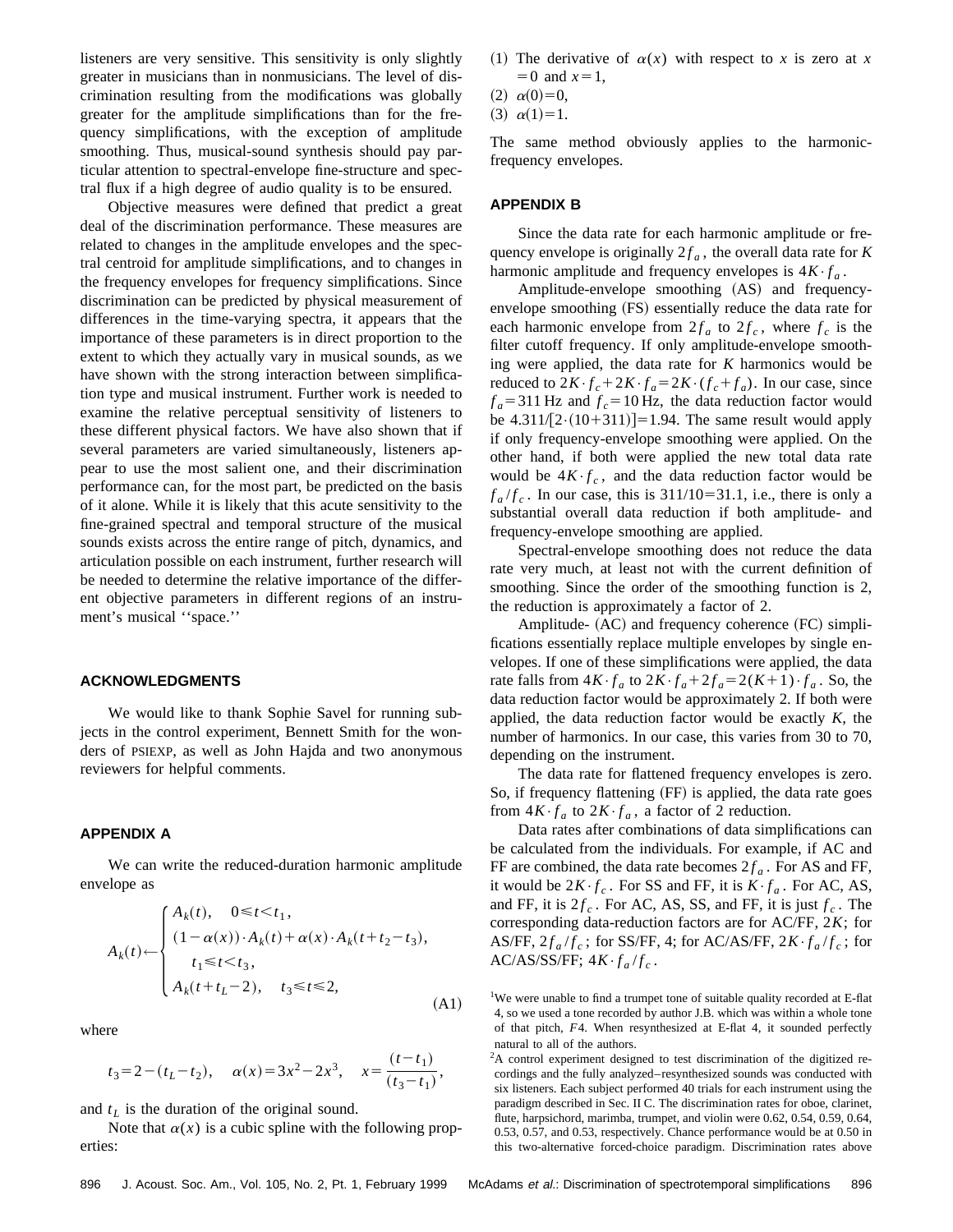listeners are very sensitive. This sensitivity is only slightly greater in musicians than in nonmusicians. The level of discrimination resulting from the modifications was globally greater for the amplitude simplifications than for the frequency simplifications, with the exception of amplitude smoothing. Thus, musical-sound synthesis should pay particular attention to spectral-envelope fine-structure and spectral flux if a high degree of audio quality is to be ensured.

Objective measures were defined that predict a great deal of the discrimination performance. These measures are related to changes in the amplitude envelopes and the spectral centroid for amplitude simplifications, and to changes in the frequency envelopes for frequency simplifications. Since discrimination can be predicted by physical measurement of differences in the time-varying spectra, it appears that the importance of these parameters is in direct proportion to the extent to which they actually vary in musical sounds, as we have shown with the strong interaction between simplification type and musical instrument. Further work is needed to examine the relative perceptual sensitivity of listeners to these different physical factors. We have also shown that if several parameters are varied simultaneously, listeners appear to use the most salient one, and their discrimination performance can, for the most part, be predicted on the basis of it alone. While it is likely that this acute sensitivity to the fine-grained spectral and temporal structure of the musical sounds exists across the entire range of pitch, dynamics, and articulation possible on each instrument, further research will be needed to determine the relative importance of the different objective parameters in different regions of an instrument's musical ''space.''

## ACKNOWLEDGMENTS

We would like to thank Sophie Savel for running subjects in the control experiment, Bennett Smith for the wonders of PSIEXP, as well as John Hajda and two anonymous reviewers for helpful comments.

## APPENDIX A

We can write the reduced-duration harmonic amplitude envelope as

$$A_k(t) \leftarrow \begin{cases} A_k(t), \quad 0 \leqslant t < t_1, \\ (1-\alpha(x)) \cdot A_k(t) + \alpha(x) \cdot A_k(t+t_2-t_3), \\ \quad t_1 \leqslant t < t_3, \\ A_k(t+t_L-2), \quad t_3 \leqslant t \leqslant 2, \end{cases} \tag{A1}$$

where

$$t_3 = 2-(t_L-t_2), \quad \alpha(x) = 3x^2 - 2x^3, \quad x = \frac{(t-t_1)}{(t_3-t_1)},$$

and $t_L$ is the duration of the original sound.

Note that $\alpha(x)$ is a cubic spline with the following properties:

(1) The derivative of $\alpha(x)$ with respect to $x$ is zero at $x=0$ and $x=1$,

(2) $\alpha(0)=0$,

(3) $\alpha(1)=1$.

The same method obviously applies to the harmonic-frequency envelopes.

## APPENDIX B

Since the data rate for each harmonic amplitude or frequency envelope is originally $2f_a$, the overall data rate for $K$ harmonic amplitude and frequency envelopes is $4K \cdot f_a$.

Amplitude-envelope smoothing (AS) and frequency-envelope smoothing (FS) essentially reduce the data rate for each harmonic envelope from $2f_a$ to $2f_c$, where $f_c$ is the filter cutoff frequency. If only amplitude-envelope smoothing were applied, the data rate for $K$ harmonics would be reduced to $2K \cdot f_c + 2K \cdot f_a = 2K \cdot (f_c + f_a)$. In our case, since $f_a = 311$ Hz and $f_c = 10$ Hz, the data reduction factor would be $4.311/[2 \cdot (10+311)] = 1.94$. The same result would apply if only frequency-envelope smoothing were applied. On the other hand, if both were applied the new total data rate would be $4K \cdot f_c$, and the data reduction factor would be $f_a/f_c$. In our case, this is $311/10 = 31.1$, i.e., there is only a substantial overall data reduction if both amplitude- and frequency-envelope smoothing are applied.

Spectral-envelope smoothing does not reduce the data rate very much, at least not with the current definition of smoothing. Since the order of the smoothing function is 2, the reduction is approximately a factor of 2.

Amplitude- (AC) and frequency coherence (FC) simplifications essentially replace multiple envelopes by single envelopes. If one of these simplifications were applied, the data rate falls from $4K \cdot f_a$ to $2K \cdot f_a + 2f_a = 2(K+1) \cdot f_a$. So, the data reduction factor would be approximately 2. If both were applied, the data reduction factor would be exactly $K$, the number of harmonics. In our case, this varies from 30 to 70, depending on the instrument.

The data rate for flattened frequency envelopes is zero. So, if frequency flattening (FF) is applied, the data rate goes from $4K \cdot f_a$ to $2K \cdot f_a$, a factor of 2 reduction.

Data rates after combinations of data simplifications can be calculated from the individuals. For example, if AC and FF are combined, the data rate becomes $2f_a$. For AS and FF, it would be $2K \cdot f_c$. For SS and FF, it is $K \cdot f_a$. For AC, AS, and FF, it is $2f_c$. For AC, AS, SS, and FF, it is just $f_c$. The corresponding data-reduction factors are for AC/FF, $2K$; for AS/FF, $2f_a/f_c$; for SS/FF, 4; for AC/AS/FF, $2K \cdot f_a/f_c$; for AC/AS/SS/FF; $4K \cdot f_a/f_c$.

[1]We were unable to find a trumpet tone of suitable quality recorded at E-flat 4, so we used a tone recorded by author J.B. which was within a whole tone of that pitch, $F4$. When resynthesized at E-flat 4, it sounded perfectly natural to all of the authors.

[2]A control experiment designed to test discrimination of the digitized recordings and the fully analyzed–resynthesized sounds was conducted with six listeners. Each subject performed 40 trials for each instrument using the paradigm described in Sec. II C. The discrimination rates for oboe, clarinet, flute, harpsichord, marimba, trumpet, and violin were 0.62, 0.54, 0.59, 0.64, 0.53, 0.57, and 0.53, respectively. Chance performance would be at 0.50 in this two-alternative forced-choice paradigm. Discrimination rates above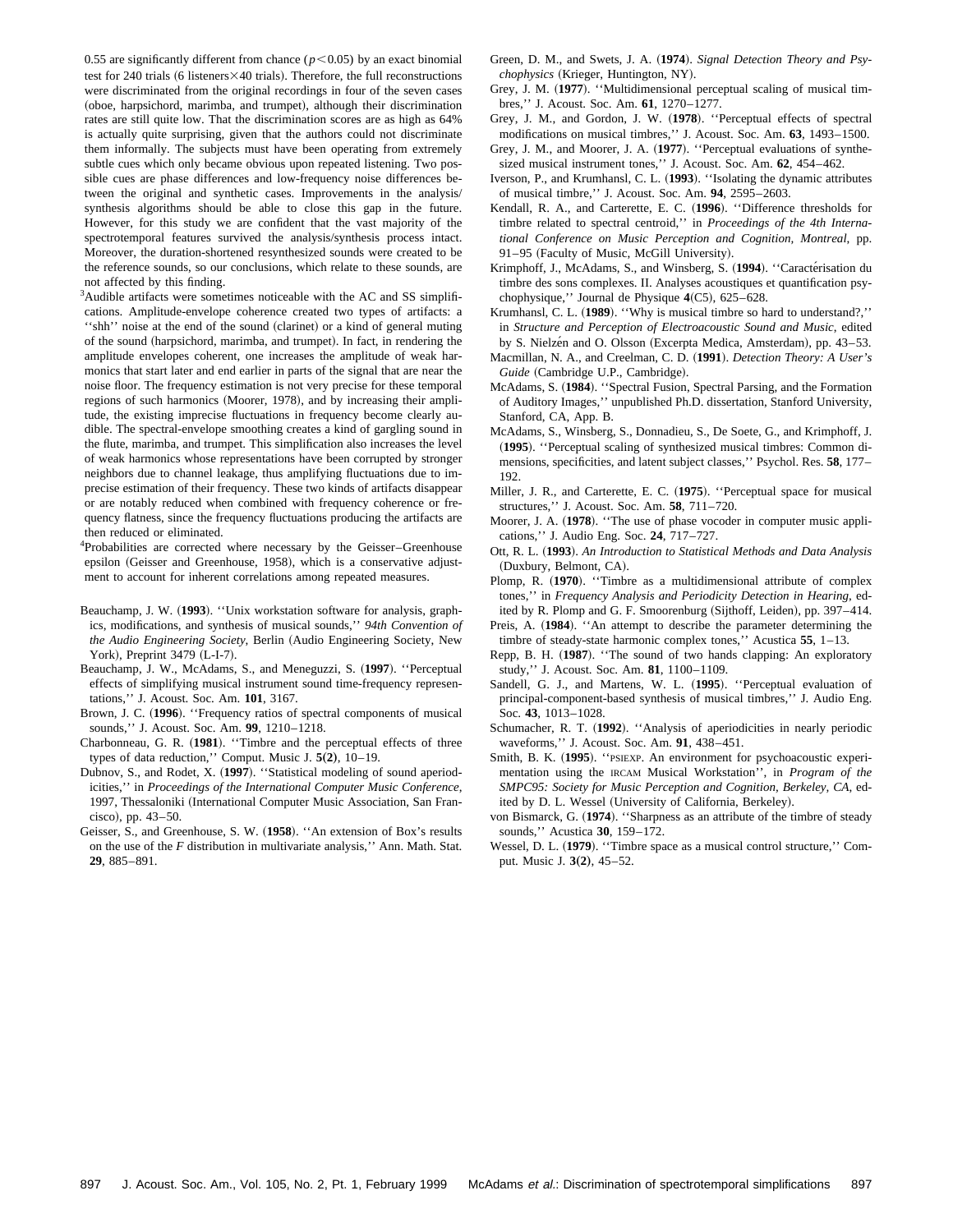0.55 are significantly different from chance ($p<0.05$) by an exact binomial test for 240 trials (6 listeners×40 trials). Therefore, the full reconstructions were discriminated from the original recordings in four of the seven cases (oboe, harpsichord, marimba, and trumpet), although their discrimination rates are still quite low. That the discrimination scores are as high as 64% is actually quite surprising, given that the authors could not discriminate them informally. The subjects must have been operating from extremely subtle cues which only became obvious upon repeated listening. Two possible cues are phase differences and low-frequency noise differences between the original and synthetic cases. Improvements in the analysis/synthesis algorithms should be able to close this gap in the future. However, for this study we are confident that the vast majority of the spectrotemporal features survived the analysis/synthesis process intact. Moreover, the duration-shortened resynthesized sounds were created to be the reference sounds, so our conclusions, which relate to these sounds, are not affected by this finding.

[3]Audible artifacts were sometimes noticeable with the AC and SS simplifications. Amplitude-envelope coherence created two types of artifacts: a ''shh'' noise at the end of the sound (clarinet) or a kind of general muting of the sound (harpsichord, marimba, and trumpet). In fact, in rendering the amplitude envelopes coherent, one increases the amplitude of weak harmonics that start later and end earlier in parts of the signal that are near the noise floor. The frequency estimation is not very precise for these temporal regions of such harmonics (Moorer, 1978), and by increasing their amplitude, the existing imprecise fluctuations in frequency become clearly audible. The spectral-envelope smoothing creates a kind of gargling sound in the flute, marimba, and trumpet. This simplification also increases the level of weak harmonics whose representations have been corrupted by stronger neighbors due to channel leakage, thus amplifying fluctuations due to imprecise estimation of their frequency. These two kinds of artifacts disappear or are notably reduced when combined with frequency coherence or frequency flatness, since the frequency fluctuations producing the artifacts are then reduced or eliminated.

[4]Probabilities are corrected where necessary by the Geisser–Greenhouse epsilon (Geisser and Greenhouse, 1958), which is a conservative adjustment to account for inherent correlations among repeated measures.

Beauchamp, J. W. (**1993**). ''Unix workstation software for analysis, graphics, modifications, and synthesis of musical sounds,'' *94th Convention of the Audio Engineering Society*, Berlin (Audio Engineering Society, New York), Preprint 3479 (L-I-7).

Beauchamp, J. W., McAdams, S., and Meneguzzi, S. (**1997**). ''Perceptual effects of simplifying musical instrument sound time-frequency representations,'' J. Acoust. Soc. Am. **101**, 3167.

Brown, J. C. (**1996**). ''Frequency ratios of spectral components of musical sounds,'' J. Acoust. Soc. Am. **99**, 1210–1218.

Charbonneau, G. R. (**1981**). ''Timbre and the perceptual effects of three types of data reduction,'' Comput. Music J. **5(2)**, 10–19.

Dubnov, S., and Rodet, X. (**1997**). ''Statistical modeling of sound aperiodicities,'' in *Proceedings of the International Computer Music Conference*, 1997, Thessaloniki (International Computer Music Association, San Francisco), pp. 43–50.

Geisser, S., and Greenhouse, S. W. (**1958**). ''An extension of Box's results on the use of the *F* distribution in multivariate analysis,'' Ann. Math. Stat. **29**, 885–891.

Green, D. M., and Swets, J. A. (**1974**). *Signal Detection Theory and Psychophysics* (Krieger, Huntington, NY).

Grey, J. M. (**1977**). ''Multidimensional perceptual scaling of musical timbres,'' J. Acoust. Soc. Am. **61**, 1270–1277.

Grey, J. M., and Gordon, J. W. (**1978**). ''Perceptual effects of spectral modifications on musical timbres,'' J. Acoust. Soc. Am. **63**, 1493–1500.

Grey, J. M., and Moorer, J. A. (**1977**). ''Perceptual evaluations of synthesized musical instrument tones,'' J. Acoust. Soc. Am. **62**, 454–462.

Iverson, P., and Krumhansl, C. L. (**1993**). ''Isolating the dynamic attributes of musical timbre,'' J. Acoust. Soc. Am. **94**, 2595–2603.

Kendall, R. A., and Carterette, E. C. (**1996**). ''Difference thresholds for timbre related to spectral centroid,'' in *Proceedings of the 4th International Conference on Music Perception and Cognition, Montreal*, pp. 91–95 (Faculty of Music, McGill University).

Krimphoff, J., McAdams, S., and Winsberg, S. (**1994**). ''Caractérisation du timbre des sons complexes. II. Analyses acoustiques et quantification psychophysique,'' Journal de Physique **4**(C5), 625–628.

Krumhansl, C. L. (**1989**). ''Why is musical timbre so hard to understand?,'' in *Structure and Perception of Electroacoustic Sound and Music*, edited by S. Nielzén and O. Olsson (Excerpta Medica, Amsterdam), pp. 43–53.

Macmillan, N. A., and Creelman, C. D. (**1991**). *Detection Theory: A User's Guide* (Cambridge U.P., Cambridge).

McAdams, S. (**1984**). ''Spectral Fusion, Spectral Parsing, and the Formation of Auditory Images,'' unpublished Ph.D. dissertation, Stanford University, Stanford, CA, App. B.

McAdams, S., Winsberg, S., Donnadieu, S., De Soete, G., and Krimphoff, J. (**1995**). ''Perceptual scaling of synthesized musical timbres: Common dimensions, specificities, and latent subject classes,'' Psychol. Res. **58**, 177–192.

Miller, J. R., and Carterette, E. C. (**1975**). ''Perceptual space for musical structures,'' J. Acoust. Soc. Am. **58**, 711–720.

Moorer, J. A. (**1978**). ''The use of phase vocoder in computer music applications,'' J. Audio Eng. Soc. **24**, 717–727.

Ott, R. L. (**1993**). *An Introduction to Statistical Methods and Data Analysis* (Duxbury, Belmont, CA).

Plomp, R. (**1970**). ''Timbre as a multidimensional attribute of complex tones,'' in *Frequency Analysis and Periodicity Detection in Hearing*, edited by R. Plomp and G. F. Smoorenburg (Sijthoff, Leiden), pp. 397–414.

Preis, A. (**1984**). ''An attempt to describe the parameter determining the timbre of steady-state harmonic complex tones,'' Acustica **55**, 1–13.

Repp, B. H. (**1987**). ''The sound of two hands clapping: An exploratory study,'' J. Acoust. Soc. Am. **81**, 1100–1109.

Sandell, G. J., and Martens, W. L. (**1995**). ''Perceptual evaluation of principal-component-based synthesis of musical timbres,'' J. Audio Eng. Soc. **43**, 1013–1028.

Schumacher, R. T. (**1992**). ''Analysis of aperiodicities in nearly periodic waveforms,'' J. Acoust. Soc. Am. **91**, 438–451.

Smith, B. K. (**1995**). ''PSIEXP. An environment for psychoacoustic experimentation using the IRCAM Musical Workstation'', in *Program of the SMPC95: Society for Music Perception and Cognition, Berkeley, CA*, edited by D. L. Wessel (University of California, Berkeley).

von Bismarck, G. (**1974**). ''Sharpness as an attribute of the timbre of steady sounds,'' Acustica **30**, 159–172.

Wessel, D. L. (**1979**). ''Timbre space as a musical control structure,'' Comput. Music J. **3(2)**, 45–52.